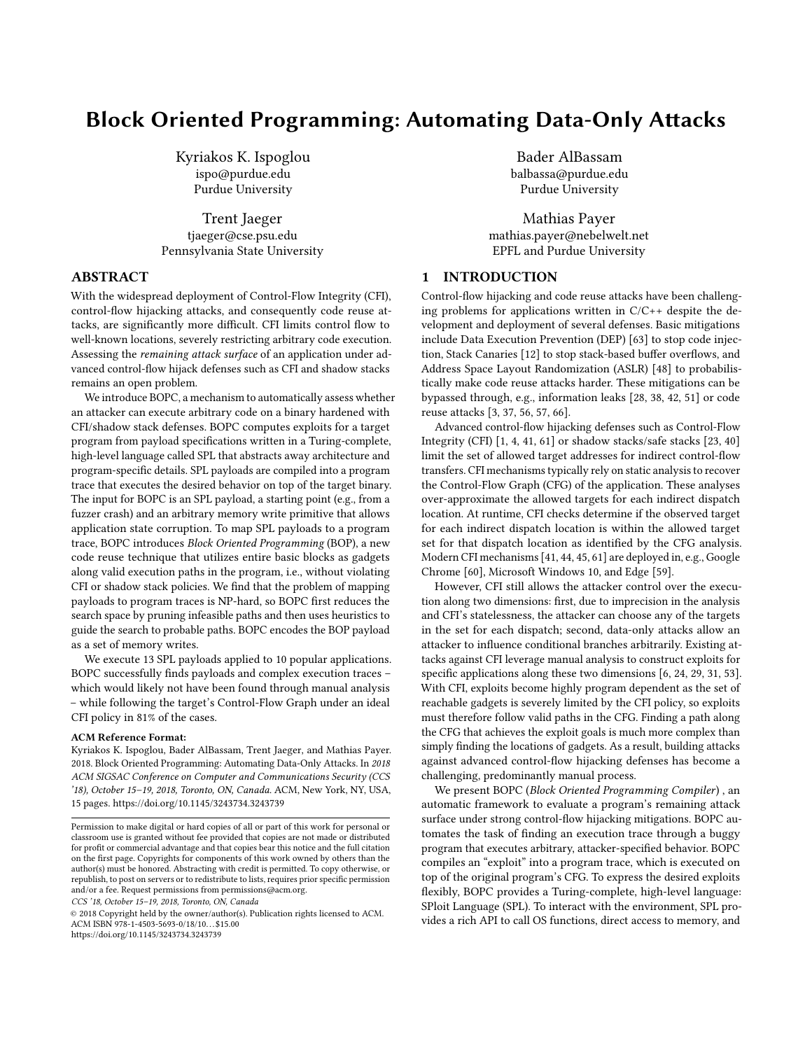# Block Oriented Programming: Automating Data-Only Attacks

Kyriakos K. Ispoglou
ispo@purdue.edu
Purdue University

Bader AlBassam
balbassa@purdue.edu
Purdue University

Trent Jaeger
tjaeger@cse.psu.edu
Pennsylvania State University

Mathias Payer
mathias.payer@nebelwelt.net
EPFL and Purdue University

## ABSTRACT

With the widespread deployment of Control-Flow Integrity (CFI), control-flow hijacking attacks, and consequently code reuse attacks, are significantly more difficult. CFI limits control flow to well-known locations, severely restricting arbitrary code execution. Assessing the *remaining attack surface* of an application under advanced control-flow hijack defenses such as CFI and shadow stacks remains an open problem.

We introduce BOPC, a mechanism to automatically assess whether an attacker can execute arbitrary code on a binary hardened with CFI/shadow stack defenses. BOPC computes exploits for a target program from payload specifications written in a Turing-complete, high-level language called SPL that abstracts away architecture and program-specific details. SPL payloads are compiled into a program trace that executes the desired behavior on top of the target binary. The input for BOPC is an SPL payload, a starting point (e.g., from a fuzzer crash) and an arbitrary memory write primitive that allows application state corruption. To map SPL payloads to a program trace, BOPC introduces *Block Oriented Programming* (BOP), a new code reuse technique that utilizes entire basic blocks as gadgets along valid execution paths in the program, i.e., without violating CFI or shadow stack policies. We find that the problem of mapping payloads to program traces is NP-hard, so BOPC first reduces the search space by pruning infeasible paths and then uses heuristics to guide the search to probable paths. BOPC encodes the BOP payload as a set of memory writes.

We execute 13 SPL payloads applied to 10 popular applications. BOPC successfully finds payloads and complex execution traces – which would likely not have been found through manual analysis – while following the target's Control-Flow Graph under an ideal CFI policy in 81% of the cases.

**ACM Reference Format:**
Kyriakos K. Ispoglou, Bader AlBassam, Trent Jaeger, and Mathias Payer. 2018. Block Oriented Programming: Automating Data-Only Attacks. In *2018 ACM SIGSAC Conference on Computer and Communications Security (CCS '18), October 15–19, 2018, Toronto, ON, Canada.* ACM, New York, NY, USA, 15 pages. https://doi.org/10.1145/3243734.3243739

Permission to make digital or hard copies of all or part of this work for personal or classroom use is granted without fee provided that copies are not made or distributed for profit or commercial advantage and that copies bear this notice and the full citation on the first page. Copyrights for components of this work owned by others than the author(s) must be honored. Abstracting with credit is permitted. To copy otherwise, or republish, to post on servers or to redistribute to lists, requires prior specific permission and/or a fee. Request permissions from permissions@acm.org.

*CCS '18, October 15–19, 2018, Toronto, ON, Canada*
© 2018 Copyright held by the owner/author(s). Publication rights licensed to ACM.
ACM ISBN 978-1-4503-5693-0/18/10…$15.00
https://doi.org/10.1145/3243734.3243739

## 1 INTRODUCTION

Control-flow hijacking and code reuse attacks have been challenging problems for applications written in C/C++ despite the development and deployment of several defenses. Basic mitigations include Data Execution Prevention (DEP) [63] to stop code injection, Stack Canaries [12] to stop stack-based buffer overflows, and Address Space Layout Randomization (ASLR) [48] to probabilistically make code reuse attacks harder. These mitigations can be bypassed through, e.g., information leaks [28, 38, 42, 51] or code reuse attacks [3, 37, 56, 57, 66].

Advanced control-flow hijacking defenses such as Control-Flow Integrity (CFI) [1, 4, 41, 61] or shadow stacks/safe stacks [23, 40] limit the set of allowed target addresses for indirect control-flow transfers. CFI mechanisms typically rely on static analysis to recover the Control-Flow Graph (CFG) of the application. These analyses over-approximate the allowed targets for each indirect dispatch location. At runtime, CFI checks determine if the observed target for each indirect dispatch location is within the allowed target set for that dispatch location as identified by the CFG analysis. Modern CFI mechanisms [41, 44, 45, 61] are deployed in, e.g., Google Chrome [60], Microsoft Windows 10, and Edge [59].

However, CFI still allows the attacker control over the execution along two dimensions: first, due to imprecision in the analysis and CFI's statelessness, the attacker can choose any of the targets in the set for each dispatch; second, data-only attacks allow an attacker to influence conditional branches arbitrarily. Existing attacks against CFI leverage manual analysis to construct exploits for specific applications along these two dimensions [6, 24, 29, 31, 53]. With CFI, exploits become highly program dependent as the set of reachable gadgets is severely limited by the CFI policy, so exploits must therefore follow valid paths in the CFG. Finding a path along the CFG that achieves the exploit goals is much more complex than simply finding the locations of gadgets. As a result, building attacks against advanced control-flow hijacking defenses has become a challenging, predominantly manual process.

We present BOPC (*Block Oriented Programming Compiler*) , an automatic framework to evaluate a program's remaining attack surface under strong control-flow hijacking mitigations. BOPC automates the task of finding an execution trace through a buggy program that executes arbitrary, attacker-specified behavior. BOPC compiles an "exploit" into a program trace, which is executed on top of the original program's CFG. To express the desired exploits flexibly, BOPC provides a Turing-complete, high-level language: SPloit Language (SPL). To interact with the environment, SPL provides a rich API to call OS functions, direct access to memory, and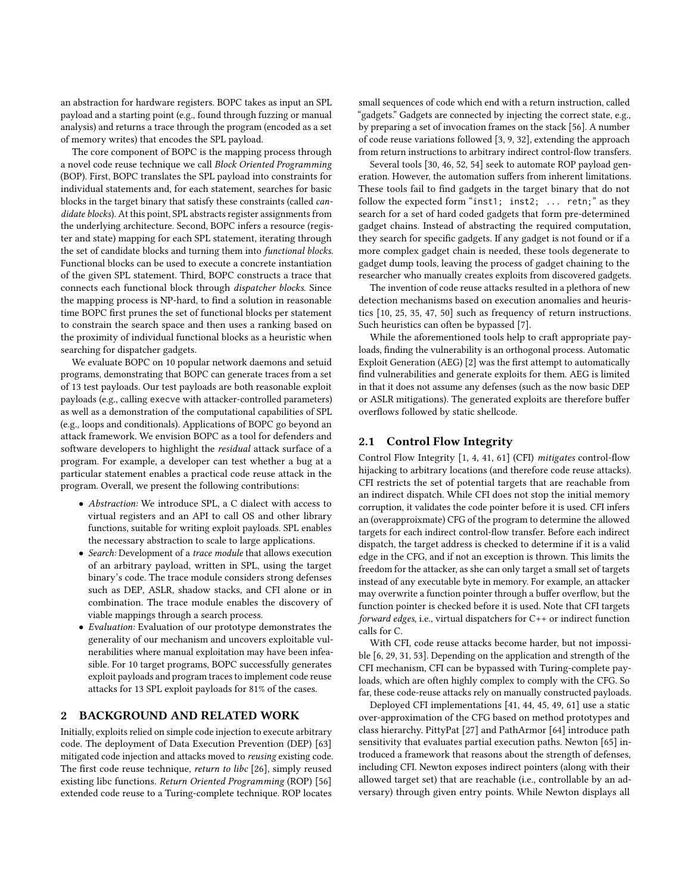an abstraction for hardware registers. BOPC takes as input an SPL payload and a starting point (e.g., found through fuzzing or manual analysis) and returns a trace through the program (encoded as a set of memory writes) that encodes the SPL payload.

The core component of BOPC is the mapping process through a novel code reuse technique we call *Block Oriented Programming* (BOP). First, BOPC translates the SPL payload into constraints for individual statements and, for each statement, searches for basic blocks in the target binary that satisfy these constraints (called *candidate blocks*). At this point, SPL abstracts register assignments from the underlying architecture. Second, BOPC infers a resource (register and state) mapping for each SPL statement, iterating through the set of candidate blocks and turning them into *functional blocks*. Functional blocks can be used to execute a concrete instantiation of the given SPL statement. Third, BOPC constructs a trace that connects each functional block through *dispatcher blocks*. Since the mapping process is NP-hard, to find a solution in reasonable time BOPC first prunes the set of functional blocks per statement to constrain the search space and then uses a ranking based on the proximity of individual functional blocks as a heuristic when searching for dispatcher gadgets.

We evaluate BOPC on 10 popular network daemons and setuid programs, demonstrating that BOPC can generate traces from a set of 13 test payloads. Our test payloads are both reasonable exploit payloads (e.g., calling `execve` with attacker-controlled parameters) as well as a demonstration of the computational capabilities of SPL (e.g., loops and conditionals). Applications of BOPC go beyond an attack framework. We envision BOPC as a tool for defenders and software developers to highlight the *residual* attack surface of a program. For example, a developer can test whether a bug at a particular statement enables a practical code reuse attack in the program. Overall, we present the following contributions:

- *Abstraction:* We introduce SPL, a C dialect with access to virtual registers and an API to call OS and other library functions, suitable for writing exploit payloads. SPL enables the necessary abstraction to scale to large applications.
- *Search:* Development of a *trace module* that allows execution of an arbitrary payload, written in SPL, using the target binary's code. The trace module considers strong defenses such as DEP, ASLR, shadow stacks, and CFI alone or in combination. The trace module enables the discovery of viable mappings through a search process.
- *Evaluation:* Evaluation of our prototype demonstrates the generality of our mechanism and uncovers exploitable vulnerabilities where manual exploitation may have been infeasible. For 10 target programs, BOPC successfully generates exploit payloads and program traces to implement code reuse attacks for 13 SPL exploit payloads for 81% of the cases.

## 2 BACKGROUND AND RELATED WORK

Initially, exploits relied on simple code injection to execute arbitrary code. The deployment of Data Execution Prevention (DEP) [63] mitigated code injection and attacks moved to *reusing* existing code. The first code reuse technique, *return to libc* [26], simply reused existing libc functions. *Return Oriented Programming* (ROP) [56] extended code reuse to a Turing-complete technique. ROP locates small sequences of code which end with a return instruction, called "gadgets." Gadgets are connected by injecting the correct state, e.g., by preparing a set of invocation frames on the stack [56]. A number of code reuse variations followed [3, 9, 32], extending the approach from return instructions to arbitrary indirect control-flow transfers.

Several tools [30, 46, 52, 54] seek to automate ROP payload generation. However, the automation suffers from inherent limitations. These tools fail to find gadgets in the target binary that do not follow the expected form "`inst1; inst2; ... retn;`" as they search for a set of hard coded gadgets that form pre-determined gadget chains. Instead of abstracting the required computation, they search for specific gadgets. If any gadget is not found or if a more complex gadget chain is needed, these tools degenerate to gadget dump tools, leaving the process of gadget chaining to the researcher who manually creates exploits from discovered gadgets.

The invention of code reuse attacks resulted in a plethora of new detection mechanisms based on execution anomalies and heuristics [10, 25, 35, 47, 50] such as frequency of return instructions. Such heuristics can often be bypassed [7].

While the aforementioned tools help to craft appropriate payloads, finding the vulnerability is an orthogonal process. Automatic Exploit Generation (AEG) [2] was the first attempt to automatically find vulnerabilities and generate exploits for them. AEG is limited in that it does not assume any defenses (such as the now basic DEP or ASLR mitigations). The generated exploits are therefore buffer overflows followed by static shellcode.

### 2.1 Control Flow Integrity

Control Flow Integrity [1, 4, 41, 61] (CFI) *mitigates* control-flow hijacking to arbitrary locations (and therefore code reuse attacks). CFI restricts the set of potential targets that are reachable from an indirect dispatch. While CFI does not stop the initial memory corruption, it validates the code pointer before it is used. CFI infers an (overapproixmate) CFG of the program to determine the allowed targets for each indirect control-flow transfer. Before each indirect dispatch, the target address is checked to determine if it is a valid edge in the CFG, and if not an exception is thrown. This limits the freedom for the attacker, as she can only target a small set of targets instead of any executable byte in memory. For example, an attacker may overwrite a function pointer through a buffer overflow, but the function pointer is checked before it is used. Note that CFI targets *forward edges*, i.e., virtual dispatchers for C++ or indirect function calls for C.

With CFI, code reuse attacks become harder, but not impossible [6, 29, 31, 53]. Depending on the application and strength of the CFI mechanism, CFI can be bypassed with Turing-complete payloads, which are often highly complex to comply with the CFG. So far, these code-reuse attacks rely on manually constructed payloads.

Deployed CFI implementations [41, 44, 45, 49, 61] use a static over-approximation of the CFG based on method prototypes and class hierarchy. PittyPat [27] and PathArmor [64] introduce path sensitivity that evaluates partial execution paths. Newton [65] introduced a framework that reasons about the strength of defenses, including CFI. Newton exposes indirect pointers (along with their allowed target set) that are reachable (i.e., controllable by an adversary) through given entry points. While Newton displays all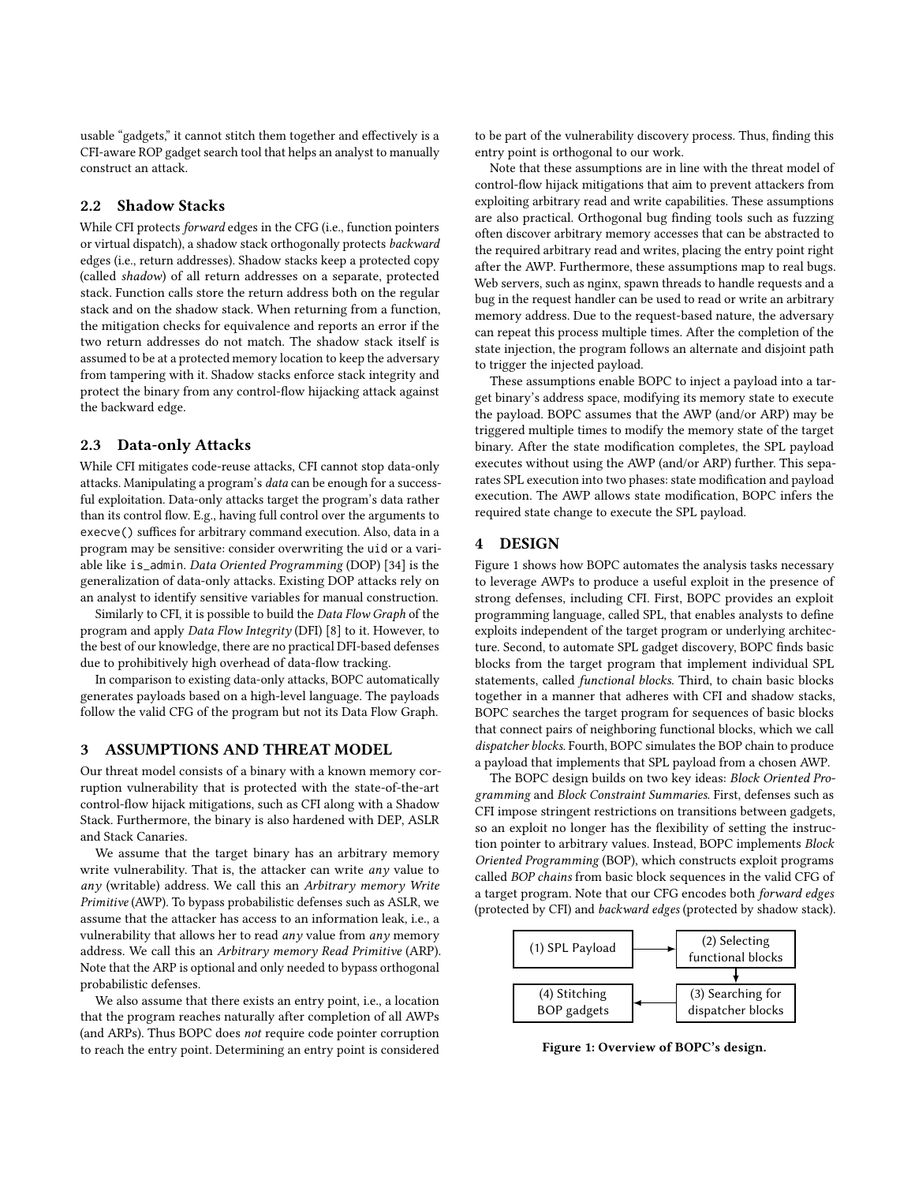usable "gadgets," it cannot stitch them together and effectively is a CFI-aware ROP gadget search tool that helps an analyst to manually construct an attack.

## 2.2 Shadow Stacks

While CFI protects *forward* edges in the CFG (i.e., function pointers or virtual dispatch), a shadow stack orthogonally protects *backward* edges (i.e., return addresses). Shadow stacks keep a protected copy (called *shadow*) of all return addresses on a separate, protected stack. Function calls store the return address both on the regular stack and on the shadow stack. When returning from a function, the mitigation checks for equivalence and reports an error if the two return addresses do not match. The shadow stack itself is assumed to be at a protected memory location to keep the adversary from tampering with it. Shadow stacks enforce stack integrity and protect the binary from any control-flow hijacking attack against the backward edge.

## 2.3 Data-only Attacks

While CFI mitigates code-reuse attacks, CFI cannot stop data-only attacks. Manipulating a program's *data* can be enough for a successful exploitation. Data-only attacks target the program's data rather than its control flow. E.g., having full control over the arguments to `execve()` suffices for arbitrary command execution. Also, data in a program may be sensitive: consider overwriting the `uid` or a variable like `is_admin`. *Data Oriented Programming* (DOP) [34] is the generalization of data-only attacks. Existing DOP attacks rely on an analyst to identify sensitive variables for manual construction.

Similarly to CFI, it is possible to build the *Data Flow Graph* of the program and apply *Data Flow Integrity* (DFI) [8] to it. However, to the best of our knowledge, there are no practical DFI-based defenses due to prohibitively high overhead of data-flow tracking.

In comparison to existing data-only attacks, BOPC automatically generates payloads based on a high-level language. The payloads follow the valid CFG of the program but not its Data Flow Graph.

# 3 ASSUMPTIONS AND THREAT MODEL

Our threat model consists of a binary with a known memory corruption vulnerability that is protected with the state-of-the-art control-flow hijack mitigations, such as CFI along with a Shadow Stack. Furthermore, the binary is also hardened with DEP, ASLR and Stack Canaries.

We assume that the target binary has an arbitrary memory write vulnerability. That is, the attacker can write *any* value to *any* (writable) address. We call this an *Arbitrary memory Write Primitive* (AWP). To bypass probabilistic defenses such as ASLR, we assume that the attacker has access to an information leak, i.e., a vulnerability that allows her to read *any* value from *any* memory address. We call this an *Arbitrary memory Read Primitive* (ARP). Note that the ARP is optional and only needed to bypass orthogonal probabilistic defenses.

We also assume that there exists an entry point, i.e., a location that the program reaches naturally after completion of all AWPs (and ARPs). Thus BOPC does *not* require code pointer corruption to reach the entry point. Determining an entry point is considered to be part of the vulnerability discovery process. Thus, finding this entry point is orthogonal to our work.

Note that these assumptions are in line with the threat model of control-flow hijack mitigations that aim to prevent attackers from exploiting arbitrary read and write capabilities. These assumptions are also practical. Orthogonal bug finding tools such as fuzzing often discover arbitrary memory accesses that can be abstracted to the required arbitrary read and writes, placing the entry point right after the AWP. Furthermore, these assumptions map to real bugs. Web servers, such as nginx, spawn threads to handle requests and a bug in the request handler can be used to read or write an arbitrary memory address. Due to the request-based nature, the adversary can repeat this process multiple times. After the completion of the state injection, the program follows an alternate and disjoint path to trigger the injected payload.

These assumptions enable BOPC to inject a payload into a target binary's address space, modifying its memory state to execute the payload. BOPC assumes that the AWP (and/or ARP) may be triggered multiple times to modify the memory state of the target binary. After the state modification completes, the SPL payload executes without using the AWP (and/or ARP) further. This separates SPL execution into two phases: state modification and payload execution. The AWP allows state modification, BOPC infers the required state change to execute the SPL payload.

# 4 DESIGN

Figure 1 shows how BOPC automates the analysis tasks necessary to leverage AWPs to produce a useful exploit in the presence of strong defenses, including CFI. First, BOPC provides an exploit programming language, called SPL, that enables analysts to define exploits independent of the target program or underlying architecture. Second, to automate SPL gadget discovery, BOPC finds basic blocks from the target program that implement individual SPL statements, called *functional blocks*. Third, to chain basic blocks together in a manner that adheres with CFI and shadow stacks, BOPC searches the target program for sequences of basic blocks that connect pairs of neighboring functional blocks, which we call *dispatcher blocks*. Fourth, BOPC simulates the BOP chain to produce a payload that implements that SPL payload from a chosen AWP.

The BOPC design builds on two key ideas: *Block Oriented Programming* and *Block Constraint Summaries*. First, defenses such as CFI impose stringent restrictions on transitions between gadgets, so an exploit no longer has the flexibility of setting the instruction pointer to arbitrary values. Instead, BOPC implements *Block Oriented Programming* (BOP), which constructs exploit programs called *BOP chains* from basic block sequences in the valid CFG of a target program. Note that our CFG encodes both *forward edges* (protected by CFI) and *backward edges* (protected by shadow stack).

(1) SPL Payload → (2) Selecting functional blocks → (3) Searching for dispatcher blocks → (4) Stitching BOP gadgets

**Figure 1: Overview of BOPC's design.**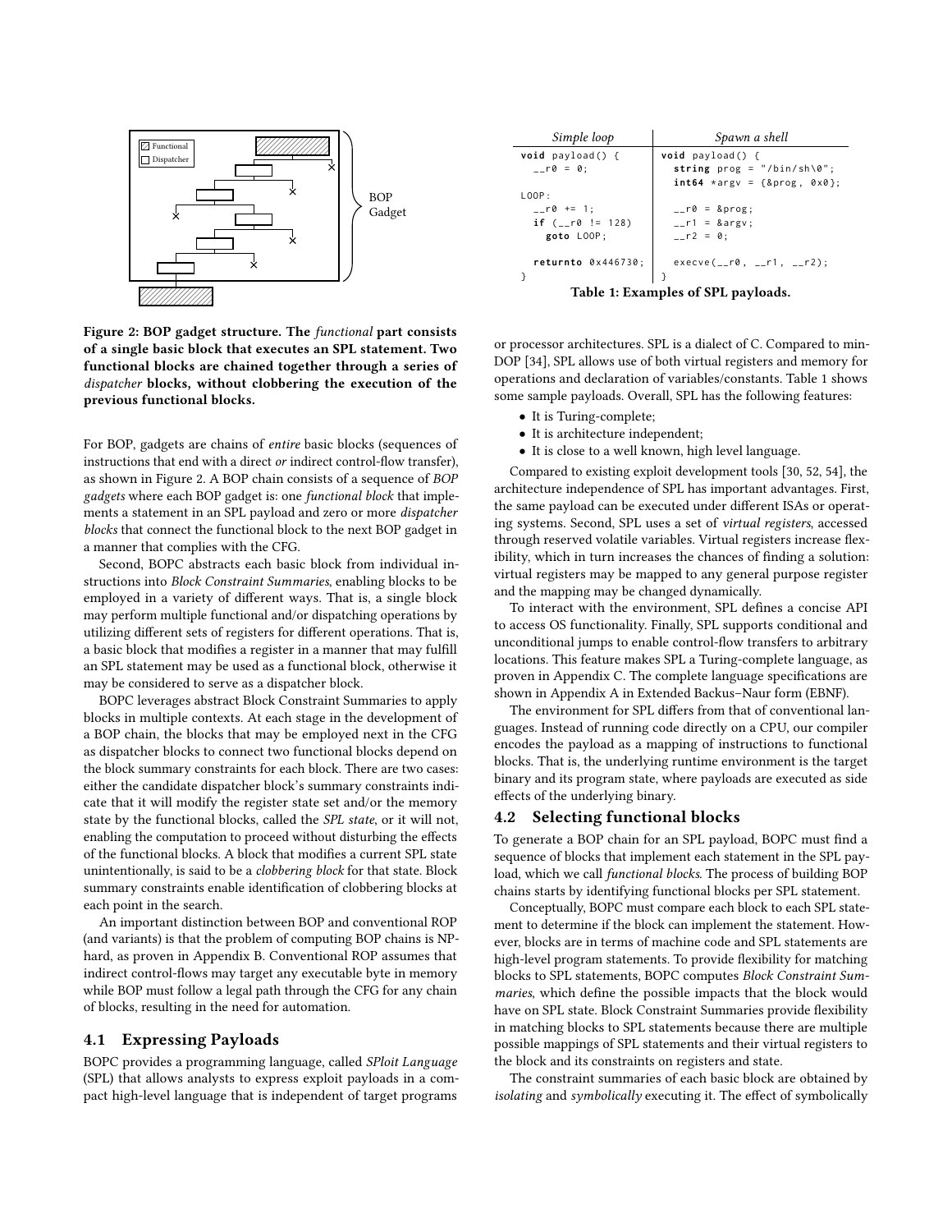Figure 2: BOP gadget structure. The *functional* part consists of a single basic block that executes an SPL statement. Two functional blocks are chained together through a series of *dispatcher* blocks, without clobbering the execution of the previous functional blocks.

For BOP, gadgets are chains of *entire* basic blocks (sequences of instructions that end with a direct *or* indirect control-flow transfer), as shown in Figure 2. A BOP chain consists of a sequence of *BOP gadgets* where each BOP gadget is: one *functional block* that implements a statement in an SPL payload and zero or more *dispatcher blocks* that connect the functional block to the next BOP gadget in a manner that complies with the CFG.

Second, BOPC abstracts each basic block from individual instructions into *Block Constraint Summaries*, enabling blocks to be employed in a variety of different ways. That is, a single block may perform multiple functional and/or dispatching operations by utilizing different sets of registers for different operations. That is, a basic block that modifies a register in a manner that may fulfill an SPL statement may be used as a functional block, otherwise it may be considered to serve as a dispatcher block.

BOPC leverages abstract Block Constraint Summaries to apply blocks in multiple contexts. At each stage in the development of a BOP chain, the blocks that may be employed next in the CFG as dispatcher blocks to connect two functional blocks depend on the block summary constraints for each block. There are two cases: either the candidate dispatcher block's summary constraints indicate that it will modify the register state set and/or the memory state by the functional blocks, called the *SPL state*, or it will not, enabling the computation to proceed without disturbing the effects of the functional blocks. A block that modifies a current SPL state unintentionally, is said to be a *clobbering block* for that state. Block summary constraints enable identification of clobbering blocks at each point in the search.

An important distinction between BOP and conventional ROP (and variants) is that the problem of computing BOP chains is NP-hard, as proven in Appendix B. Conventional ROP assumes that indirect control-flows may target any executable byte in memory while BOP must follow a legal path through the CFG for any chain of blocks, resulting in the need for automation.

## 4.1 Expressing Payloads

BOPC provides a programming language, called *SPloit Language* (SPL) that allows analysts to express exploit payloads in a compact high-level language that is independent of target programs or processor architectures. SPL is a dialect of C. Compared to min-DOP [34], SPL allows use of both virtual registers and memory for operations and declaration of variables/constants. Table 1 shows some sample payloads. Overall, SPL has the following features:

| *Simple loop* | *Spawn a shell* |
|---|---|
| `void payload() {` | `void payload() {` |
| `  __r0 = 0;` | `  string prog = "/bin/sh\0";` |
| | `  int64 *argv = {&prog, 0x0};` |
| `LOOP:` | |
| `  __r0 += 1;` | `  __r0 = &prog;` |
| `  if (__r0 != 128)` | `  __r1 = &argv;` |
| `    goto LOOP;` | `  __r2 = 0;` |
| | |
| `  returnto 0x446730;` | `  execve(__r0, __r1, __r2);` |
| `}` | `}` |

**Table 1: Examples of SPL payloads.**

- It is Turing-complete;
- It is architecture independent;
- It is close to a well known, high level language.

Compared to existing exploit development tools [30, 52, 54], the architecture independence of SPL has important advantages. First, the same payload can be executed under different ISAs or operating systems. Second, SPL uses a set of *virtual registers*, accessed through reserved volatile variables. Virtual registers increase flexibility, which in turn increases the chances of finding a solution: virtual registers may be mapped to any general purpose register and the mapping may be changed dynamically.

To interact with the environment, SPL defines a concise API to access OS functionality. Finally, SPL supports conditional and unconditional jumps to enable control-flow transfers to arbitrary locations. This feature makes SPL a Turing-complete language, as proven in Appendix C. The complete language specifications are shown in Appendix A in Extended Backus–Naur form (EBNF).

The environment for SPL differs from that of conventional languages. Instead of running code directly on a CPU, our compiler encodes the payload as a mapping of instructions to functional blocks. That is, the underlying runtime environment is the target binary and its program state, where payloads are executed as side effects of the underlying binary.

## 4.2 Selecting functional blocks

To generate a BOP chain for an SPL payload, BOPC must find a sequence of blocks that implement each statement in the SPL payload, which we call *functional blocks*. The process of building BOP chains starts by identifying functional blocks per SPL statement.

Conceptually, BOPC must compare each block to each SPL statement to determine if the block can implement the statement. However, blocks are in terms of machine code and SPL statements are high-level program statements. To provide flexibility for matching blocks to SPL statements, BOPC computes *Block Constraint Summaries*, which define the possible impacts that the block would have on SPL state. Block Constraint Summaries provide flexibility in matching blocks to SPL statements because there are multiple possible mappings of SPL statements and their virtual registers to the block and its constraints on registers and state.

The constraint summaries of each basic block are obtained by *isolating* and *symbolically* executing it. The effect of symbolically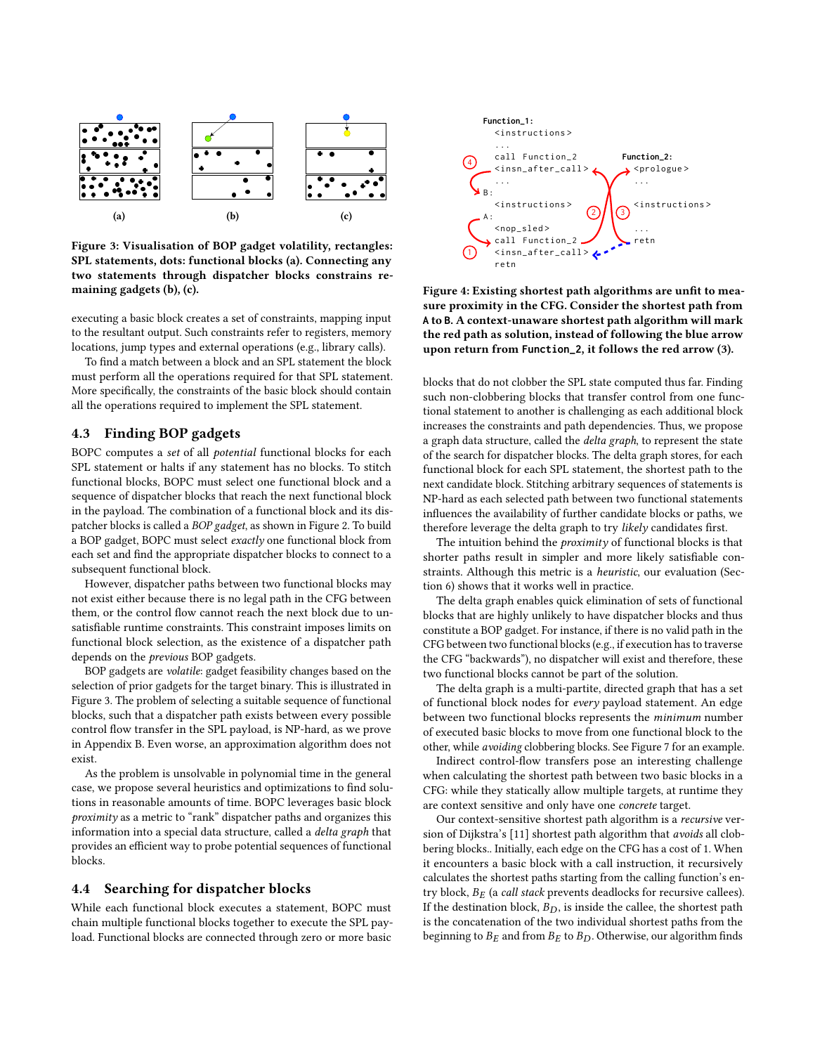**Figure 3: Visualisation of BOP gadget volatility, rectangles: SPL statements, dots: functional blocks (a). Connecting any two statements through dispatcher blocks constrains remaining gadgets (b), (c).**

executing a basic block creates a set of constraints, mapping input to the resultant output. Such constraints refer to registers, memory locations, jump types and external operations (e.g., library calls).

To find a match between a block and an SPL statement the block must perform all the operations required for that SPL statement. More specifically, the constraints of the basic block should contain all the operations required to implement the SPL statement.

## 4.3 Finding BOP gadgets

BOPC computes a *set* of all *potential* functional blocks for each SPL statement or halts if any statement has no blocks. To stitch functional blocks, BOPC must select one functional block and a sequence of dispatcher blocks that reach the next functional block in the payload. The combination of a functional block and its dispatcher blocks is called a *BOP gadget*, as shown in Figure 2. To build a BOP gadget, BOPC must select *exactly* one functional block from each set and find the appropriate dispatcher blocks to connect to a subsequent functional block.

However, dispatcher paths between two functional blocks may not exist either because there is no legal path in the CFG between them, or the control flow cannot reach the next block due to unsatisfiable runtime constraints. This constraint imposes limits on functional block selection, as the existence of a dispatcher path depends on the *previous* BOP gadgets.

BOP gadgets are *volatile*: gadget feasibility changes based on the selection of prior gadgets for the target binary. This is illustrated in Figure 3. The problem of selecting a suitable sequence of functional blocks, such that a dispatcher path exists between every possible control flow transfer in the SPL payload, is NP-hard, as we prove in Appendix B. Even worse, an approximation algorithm does not exist.

As the problem is unsolvable in polynomial time in the general case, we propose several heuristics and optimizations to find solutions in reasonable amounts of time. BOPC leverages basic block *proximity* as a metric to "rank" dispatcher paths and organizes this information into a special data structure, called a *delta graph* that provides an efficient way to probe potential sequences of functional blocks.

## 4.4 Searching for dispatcher blocks

While each functional block executes a statement, BOPC must chain multiple functional blocks together to execute the SPL payload. Functional blocks are connected through zero or more basic

```
Function_1:
    <instructions>
    ...
    call Function_2
    <insn_after_call>
    ...
B:
    <instructions>
A:
    <nop_sled>
    call Function_2
    <insn_after_call>
    retn

Function_2:
    <prologue>
    ...
    <instructions>
    ...
    retn
```

**Figure 4: Existing shortest path algorithms are unfit to measure proximity in the CFG. Consider the shortest path from `A` to `B`. A context-unaware shortest path algorithm will mark the red path as solution, instead of following the blue arrow upon return from `Function_2`, it follows the red arrow (3).**

blocks that do not clobber the SPL state computed thus far. Finding such non-clobbering blocks that transfer control from one functional statement to another is challenging as each additional block increases the constraints and path dependencies. Thus, we propose a graph data structure, called the *delta graph*, to represent the state of the search for dispatcher blocks. The delta graph stores, for each functional block for each SPL statement, the shortest path to the next candidate block. Stitching arbitrary sequences of statements is NP-hard as each selected path between two functional statements influences the availability of further candidate blocks or paths, we therefore leverage the delta graph to try *likely* candidates first.

The intuition behind the *proximity* of functional blocks is that shorter paths result in simpler and more likely satisfiable constraints. Although this metric is a *heuristic*, our evaluation (Section 6) shows that it works well in practice.

The delta graph enables quick elimination of sets of functional blocks that are highly unlikely to have dispatcher blocks and thus constitute a BOP gadget. For instance, if there is no valid path in the CFG between two functional blocks (e.g., if execution has to traverse the CFG "backwards"), no dispatcher will exist and therefore, these two functional blocks cannot be part of the solution.

The delta graph is a multi-partite, directed graph that has a set of functional block nodes for *every* payload statement. An edge between two functional blocks represents the *minimum* number of executed basic blocks to move from one functional block to the other, while *avoiding* clobbering blocks. See Figure 7 for an example.

Indirect control-flow transfers pose an interesting challenge when calculating the shortest path between two basic blocks in a CFG: while they statically allow multiple targets, at runtime they are context sensitive and only have one *concrete* target.

Our context-sensitive shortest path algorithm is a *recursive* version of Dijkstra's [11] shortest path algorithm that *avoids* all clobbering blocks.. Initially, each edge on the CFG has a cost of 1. When it encounters a basic block with a call instruction, it recursively calculates the shortest paths starting from the calling function's entry block, $B_E$ (a *call stack* prevents deadlocks for recursive callees). If the destination block, $B_D$, is inside the callee, the shortest path is the concatenation of the two individual shortest paths from the beginning to $B_E$ and from $B_E$ to $B_D$. Otherwise, our algorithm finds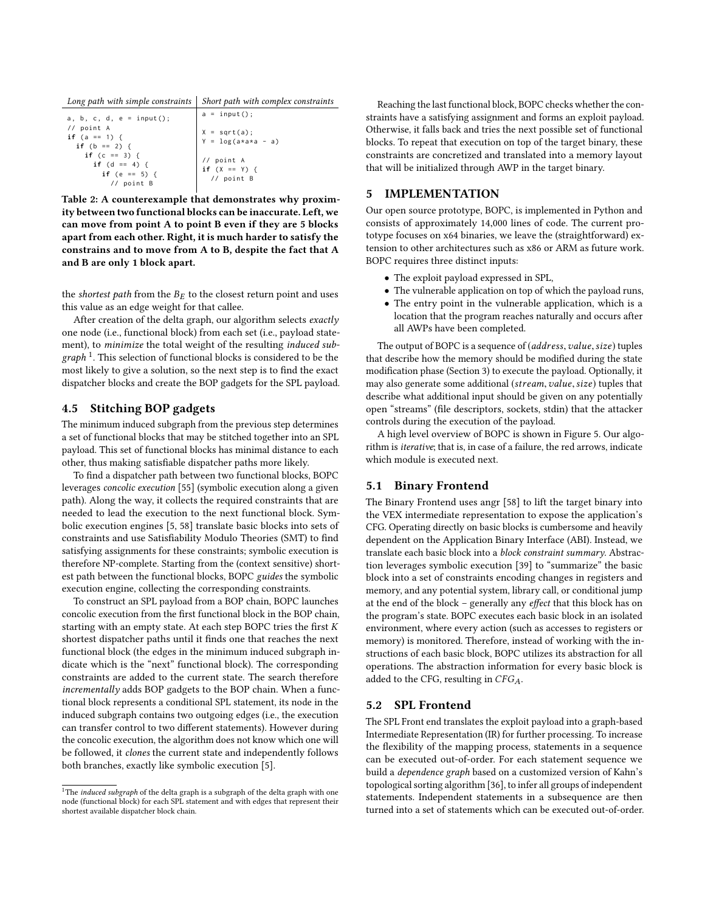| *Long path with simple constraints* | *Short path with complex constraints* |
|---|---|
| `a, b, c, d, e = input();`<br>`// point A`<br>`if (a == 1) {`<br>`  if (b == 2) {`<br>`    if (c == 3) {`<br>`      if (d == 4) {`<br>`        if (e == 5) {`<br>`          // point B` | `a = input();`<br><br>`X = sqrt(a);`<br>`Y = log(a*a*a - a)`<br><br>`// point A`<br>`if (X == Y) {`<br>`  // point B` |

**Table 2: A counterexample that demonstrates why proximity between two functional blocks can be inaccurate. Left, we can move from point A to point B even if they are 5 blocks apart from each other. Right, it is much harder to satisfy the constrains and to move from A to B, despite the fact that A and B are only 1 block apart.**

the *shortest path* from the $B_E$ to the closest return point and uses this value as an edge weight for that callee.

After creation of the delta graph, our algorithm selects *exactly* one node (i.e., functional block) from each set (i.e., payload statement), to *minimize* the total weight of the resulting *induced subgraph* [1]. This selection of functional blocks is considered to be the most likely to give a solution, so the next step is to find the exact dispatcher blocks and create the BOP gadgets for the SPL payload.

## 4.5 Stitching BOP gadgets

The minimum induced subgraph from the previous step determines a set of functional blocks that may be stitched together into an SPL payload. This set of functional blocks has minimal distance to each other, thus making satisfiable dispatcher paths more likely.

To find a dispatcher path between two functional blocks, BOPC leverages *concolic execution* [55] (symbolic execution along a given path). Along the way, it collects the required constraints that are needed to lead the execution to the next functional block. Symbolic execution engines [5, 58] translate basic blocks into sets of constraints and use Satisfiability Modulo Theories (SMT) to find satisfying assignments for these constraints; symbolic execution is therefore NP-complete. Starting from the (context sensitive) shortest path between the functional blocks, BOPC *guides* the symbolic execution engine, collecting the corresponding constraints.

To construct an SPL payload from a BOP chain, BOPC launches concolic execution from the first functional block in the BOP chain, starting with an empty state. At each step BOPC tries the first $K$ shortest dispatcher paths until it finds one that reaches the next functional block (the edges in the minimum induced subgraph indicate which is the "next" functional block). The corresponding constraints are added to the current state. The search therefore *incrementally* adds BOP gadgets to the BOP chain. When a functional block represents a conditional SPL statement, its node in the induced subgraph contains two outgoing edges (i.e., the execution can transfer control to two different statements). However during the concolic execution, the algorithm does not know which one will be followed, it *clones* the current state and independently follows both branches, exactly like symbolic execution [5].

[1] The *induced subgraph* of the delta graph is a subgraph of the delta graph with one node (functional block) for each SPL statement and with edges that represent their shortest available dispatcher block chain.

Reaching the last functional block, BOPC checks whether the constraints have a satisfying assignment and forms an exploit payload. Otherwise, it falls back and tries the next possible set of functional blocks. To repeat that execution on top of the target binary, these constraints are concretized and translated into a memory layout that will be initialized through AWP in the target binary.

# 5 IMPLEMENTATION

Our open source prototype, BOPC, is implemented in Python and consists of approximately 14,000 lines of code. The current prototype focuses on x64 binaries, we leave the (straightforward) extension to other architectures such as x86 or ARM as future work. BOPC requires three distinct inputs:

- The exploit payload expressed in SPL,
- The vulnerable application on top of which the payload runs,
- The entry point in the vulnerable application, which is a location that the program reaches naturally and occurs after all AWPs have been completed.

The output of BOPC is a sequence of ($address$, $value$, $size$) tuples that describe how the memory should be modified during the state modification phase (Section 3) to execute the payload. Optionally, it may also generate some additional ($stream$, $value$, $size$) tuples that describe what additional input should be given on any potentially open "streams" (file descriptors, sockets, stdin) that the attacker controls during the execution of the payload.

A high level overview of BOPC is shown in Figure 5. Our algorithm is *iterative*; that is, in case of a failure, the red arrows, indicate which module is executed next.

## 5.1 Binary Frontend

The Binary Frontend uses angr [58] to lift the target binary into the VEX intermediate representation to expose the application's CFG. Operating directly on basic blocks is cumbersome and heavily dependent on the Application Binary Interface (ABI). Instead, we translate each basic block into a *block constraint summary*. Abstraction leverages symbolic execution [39] to "summarize" the basic block into a set of constraints encoding changes in registers and memory, and any potential system, library call, or conditional jump at the end of the block – generally any *effect* that this block has on the program's state. BOPC executes each basic block in an isolated environment, where every action (such as accesses to registers or memory) is monitored. Therefore, instead of working with the instructions of each basic block, BOPC utilizes its abstraction for all operations. The abstraction information for every basic block is added to the CFG, resulting in $CFG_A$.

## 5.2 SPL Frontend

The SPL Front end translates the exploit payload into a graph-based Intermediate Representation (IR) for further processing. To increase the flexibility of the mapping process, statements in a sequence can be executed out-of-order. For each statement sequence we build a *dependence graph* based on a customized version of Kahn's topological sorting algorithm [36], to infer all groups of independent statements. Independent statements in a subsequence are then turned into a set of statements which can be executed out-of-order.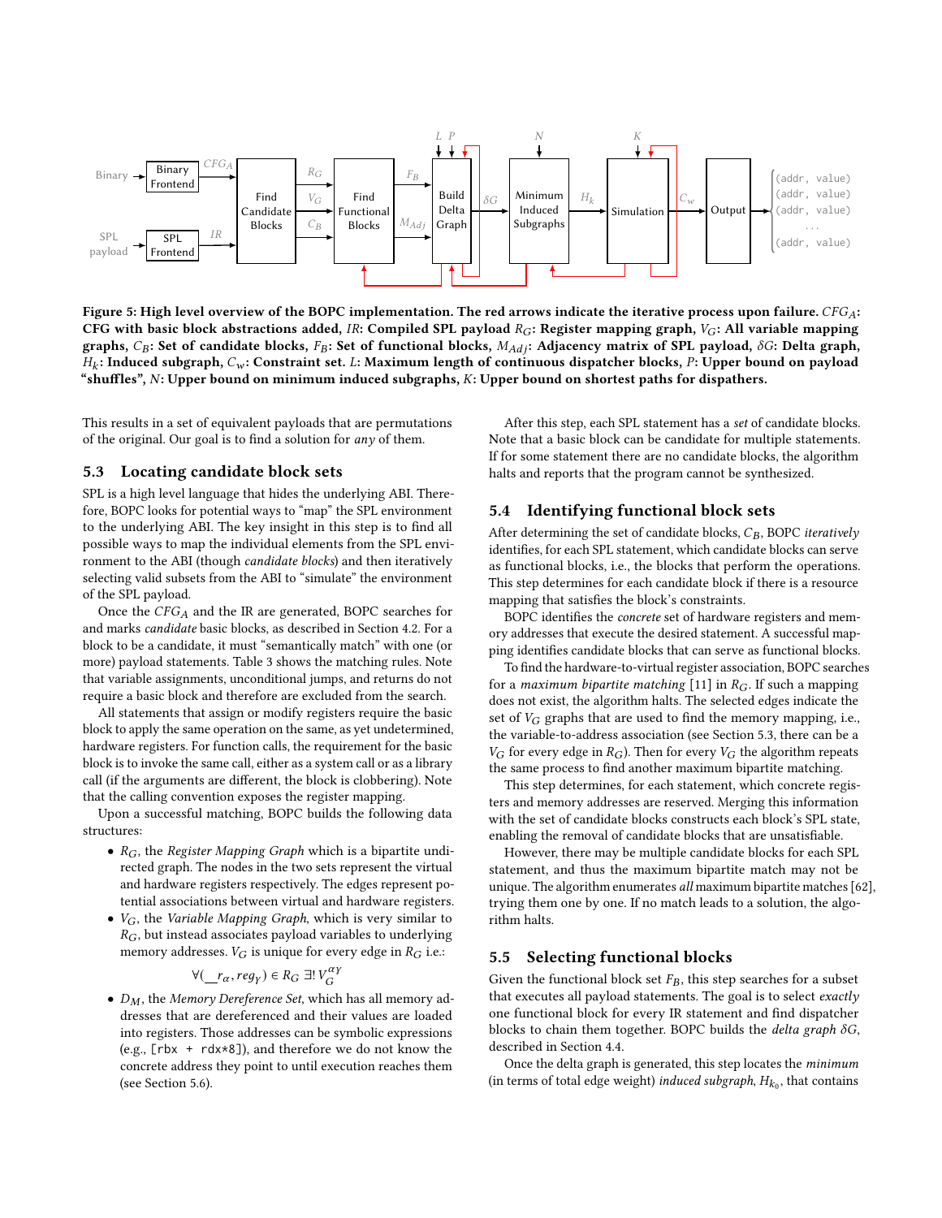Figure 5: High level overview of the BOPC implementation. The red arrows indicate the iterative process upon failure. $CFG_A$: CFG with basic block abstractions added, $IR$: Compiled SPL payload $R_G$: Register mapping graph, $V_G$: All variable mapping graphs, $C_B$: Set of candidate blocks, $F_B$: Set of functional blocks, $M_{Adj}$: Adjacency matrix of SPL payload, $\delta G$: Delta graph, $H_k$: Induced subgraph, $C_w$: Constraint set. $L$: Maximum length of continuous dispatcher blocks, $P$: Upper bound on payload "shuffles", $N$: Upper bound on minimum induced subgraphs, $K$: Upper bound on shortest paths for dispatchers.

This results in a set of equivalent payloads that are permutations of the original. Our goal is to find a solution for *any* of them.

## 5.3 Locating candidate block sets

SPL is a high level language that hides the underlying ABI. Therefore, BOPC looks for potential ways to "map" the SPL environment to the underlying ABI. The key insight in this step is to find all possible ways to map the individual elements from the SPL environment to the ABI (though *candidate blocks*) and then iteratively selecting valid subsets from the ABI to "simulate" the environment of the SPL payload.

Once the $CFG_A$ and the IR are generated, BOPC searches for and marks *candidate* basic blocks, as described in Section 4.2. For a block to be a candidate, it must "semantically match" with one (or more) payload statements. Table 3 shows the matching rules. Note that variable assignments, unconditional jumps, and returns do not require a basic block and therefore are excluded from the search.

All statements that assign or modify registers require the basic block to apply the same operation on the same, as yet undetermined, hardware registers. For function calls, the requirement for the basic block is to invoke the same call, either as a system call or as a library call (if the arguments are different, the block is clobbering). Note that the calling convention exposes the register mapping.

Upon a successful matching, BOPC builds the following data structures:

- $R_G$, the *Register Mapping Graph* which is a bipartite undirected graph. The nodes in the two sets represent the virtual and hardware registers respectively. The edges represent potential associations between virtual and hardware registers.
- $V_G$, the *Variable Mapping Graph*, which is very similar to $R_G$, but instead associates payload variables to underlying memory addresses. $V_G$ is unique for every edge in $R_G$ i.e.:

$$\forall (\_\_r_\alpha, reg_\gamma) \in R_G \; \exists! \, V_G^{\alpha\gamma}$$

- $D_M$, the *Memory Dereference Set*, which has all memory addresses that are dereferenced and their values are loaded into registers. Those addresses can be symbolic expressions (e.g., [rbx + rdx*8]), and therefore we do not know the concrete address they point to until execution reaches them (see Section 5.6).

After this step, each SPL statement has a *set* of candidate blocks. Note that a basic block can be candidate for multiple statements. If for some statement there are no candidate blocks, the algorithm halts and reports that the program cannot be synthesized.

## 5.4 Identifying functional block sets

After determining the set of candidate blocks, $C_B$, BOPC *iteratively* identifies, for each SPL statement, which candidate blocks can serve as functional blocks, i.e., the blocks that perform the operations. This step determines for each candidate block if there is a resource mapping that satisfies the block's constraints.

BOPC identifies the *concrete* set of hardware registers and memory addresses that execute the desired statement. A successful mapping identifies candidate blocks that can serve as functional blocks.

To find the hardware-to-virtual register association, BOPC searches for a *maximum bipartite matching* [11] in $R_G$. If such a mapping does not exist, the algorithm halts. The selected edges indicate the set of $V_G$ graphs that are used to find the memory mapping, i.e., the variable-to-address association (see Section 5.3, there can be a $V_G$ for every edge in $R_G$). Then for every $V_G$ the algorithm repeats the same process to find another maximum bipartite matching.

This step determines, for each statement, which concrete registers and memory addresses are reserved. Merging this information with the set of candidate blocks constructs each block's SPL state, enabling the removal of candidate blocks that are unsatisfiable.

However, there may be multiple candidate blocks for each SPL statement, and thus the maximum bipartite match may not be unique. The algorithm enumerates *all* maximum bipartite matches [62], trying them one by one. If no match leads to a solution, the algorithm halts.

## 5.5 Selecting functional blocks

Given the functional block set $F_B$, this step searches for a subset that executes all payload statements. The goal is to select *exactly* one functional block for every IR statement and find dispatcher blocks to chain them together. BOPC builds the *delta graph* $\delta G$, described in Section 4.4.

Once the delta graph is generated, this step locates the *minimum* (in terms of total edge weight) *induced subgraph*, $H_{k_0}$, that contains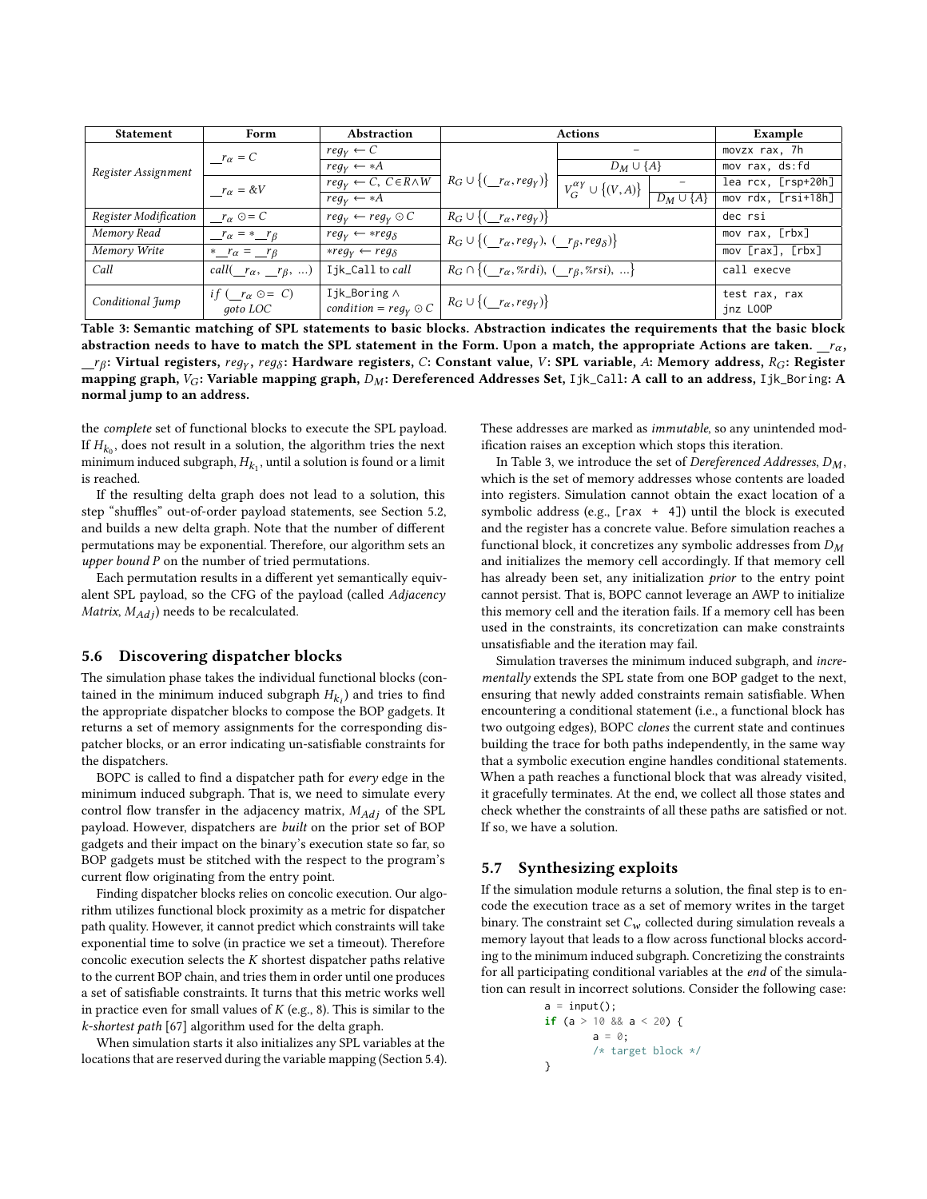| Statement | Form | Abstraction | Actions | | | Example |
|---|---|---|---|---|---|---|
| *Register Assignment* | $\_\_r_\alpha = C$ | $reg_\gamma \leftarrow C$ | $R_G \cup \{(\_\_r_\alpha, reg_\gamma)\}$ | – | | movzx rax, 7h |
| | | $reg_\gamma \leftarrow *A$ | | $D_M \cup \{A\}$ | | mov rax, ds:fd |
| | $\_\_r_\alpha = \&V$ | $reg_\gamma \leftarrow C,\ C \in R \wedge W$ | | $V_G^{\alpha\gamma} \cup \{(V, A)\}$ | – | lea rcx, [rsp+20h] |
| | | $reg_\gamma \leftarrow *A$ | | | $D_M \cup \{A\}$ | mov rdx, [rsi+18h] |
| *Register Modification* | $\_\_r_\alpha \odot= C$ | $reg_\gamma \leftarrow reg_\gamma \odot C$ | $R_G \cup \{(\_\_r_\alpha, reg_\gamma)\}$ | | | dec rsi |
| *Memory Read* | $\_\_r_\alpha = *\_\_r_\beta$ | $reg_\gamma \leftarrow *reg_\delta$ | $R_G \cup \{(\_\_r_\alpha, reg_\gamma),\ (\_\_r_\beta, reg_\delta)\}$ | | | mov rax, [rbx] |
| *Memory Write* | $*\_\_r_\alpha = \_\_r_\beta$ | $*reg_\gamma \leftarrow reg_\delta$ | | | | mov [rax], [rbx] |
| *Call* | $call(\_\_r_\alpha,\ \_\_r_\beta,\ \ldots)$ | Ijk_Call to *call* | $R_G \cap \{(\_\_r_\alpha, \%rdi),\ (\_\_r_\beta, \%rsi),\ \ldots\}$ | | | call execve |
| *Conditional Jump* | *if* $(\_\_r_\alpha \odot= C)$ *goto LOC* | Ijk_Boring $\wedge$ $condition = reg_\gamma \odot C$ | $R_G \cup \{(\_\_r_\alpha, reg_\gamma)\}$ | | | test rax, rax jnz LOOP |

**Table 3: Semantic matching of SPL statements to basic blocks. Abstraction indicates the requirements that the basic block abstraction needs to have to match the SPL statement in the Form. Upon a match, the appropriate Actions are taken. $\_\_r_\alpha$, $\_\_r_\beta$: Virtual registers, $reg_\gamma$, $reg_\delta$: Hardware registers, $C$: Constant value, $V$: SPL variable, $A$: Memory address, $R_G$: Register mapping graph, $V_G$: Variable mapping graph, $D_M$: Dereferenced Addresses Set, Ijk_Call: A call to an address, Ijk_Boring: A normal jump to an address.**

the *complete* set of functional blocks to execute the SPL payload. If $H_{k_0}$, does not result in a solution, the algorithm tries the next minimum induced subgraph, $H_{k_1}$, until a solution is found or a limit is reached.

If the resulting delta graph does not lead to a solution, this step "shuffles" out-of-order payload statements, see Section 5.2, and builds a new delta graph. Note that the number of different permutations may be exponential. Therefore, our algorithm sets an *upper bound P* on the number of tried permutations.

Each permutation results in a different yet semantically equivalent SPL payload, so the CFG of the payload (called *Adjacency Matrix*, $M_{Adj}$) needs to be recalculated.

## 5.6 Discovering dispatcher blocks

The simulation phase takes the individual functional blocks (contained in the minimum induced subgraph $H_{k_i}$) and tries to find the appropriate dispatcher blocks to compose the BOP gadgets. It returns a set of memory assignments for the corresponding dispatcher blocks, or an error indicating un-satisfiable constraints for the dispatchers.

BOPC is called to find a dispatcher path for *every* edge in the minimum induced subgraph. That is, we need to simulate every control flow transfer in the adjacency matrix, $M_{Adj}$ of the SPL payload. However, dispatchers are *built* on the prior set of BOP gadgets and their impact on the binary's execution state so far, so BOP gadgets must be stitched with the respect to the program's current flow originating from the entry point.

Finding dispatcher blocks relies on concolic execution. Our algorithm utilizes functional block proximity as a metric for dispatcher path quality. However, it cannot predict which constraints will take exponential time to solve (in practice we set a timeout). Therefore concolic execution selects the $K$ shortest dispatcher paths relative to the current BOP chain, and tries them in order until one produces a set of satisfiable constraints. It turns that this metric works well in practice even for small values of $K$ (e.g., 8). This is similar to the *k-shortest path* [67] algorithm used for the delta graph.

When simulation starts it also initializes any SPL variables at the locations that are reserved during the variable mapping (Section 5.4). These addresses are marked as *immutable*, so any unintended modification raises an exception which stops this iteration.

In Table 3, we introduce the set of *Dereferenced Addresses*, $D_M$, which is the set of memory addresses whose contents are loaded into registers. Simulation cannot obtain the exact location of a symbolic address (e.g., [rax + 4]) until the block is executed and the register has a concrete value. Before simulation reaches a functional block, it concretizes any symbolic addresses from $D_M$ and initializes the memory cell accordingly. If that memory cell has already been set, any initialization *prior* to the entry point cannot persist. That is, BOPC cannot leverage an AWP to initialize this memory cell and the iteration fails. If a memory cell has been used in the constraints, its concretization can make constraints unsatisfiable and the iteration may fail.

Simulation traverses the minimum induced subgraph, and *incrementally* extends the SPL state from one BOP gadget to the next, ensuring that newly added constraints remain satisfiable. When encountering a conditional statement (i.e., a functional block has two outgoing edges), BOPC *clones* the current state and continues building the trace for both paths independently, in the same way that a symbolic execution engine handles conditional statements. When a path reaches a functional block that was already visited, it gracefully terminates. At the end, we collect all those states and check whether the constraints of all these paths are satisfied or not. If so, we have a solution.

## 5.7 Synthesizing exploits

If the simulation module returns a solution, the final step is to encode the execution trace as a set of memory writes in the target binary. The constraint set $C_w$ collected during simulation reveals a memory layout that leads to a flow across functional blocks according to the minimum induced subgraph. Concretizing the constraints for all participating conditional variables at the *end* of the simulation can result in incorrect solutions. Consider the following case:

```
a = input();
if (a > 10 && a < 20) {
        a = 0;
        /* target block */
}
```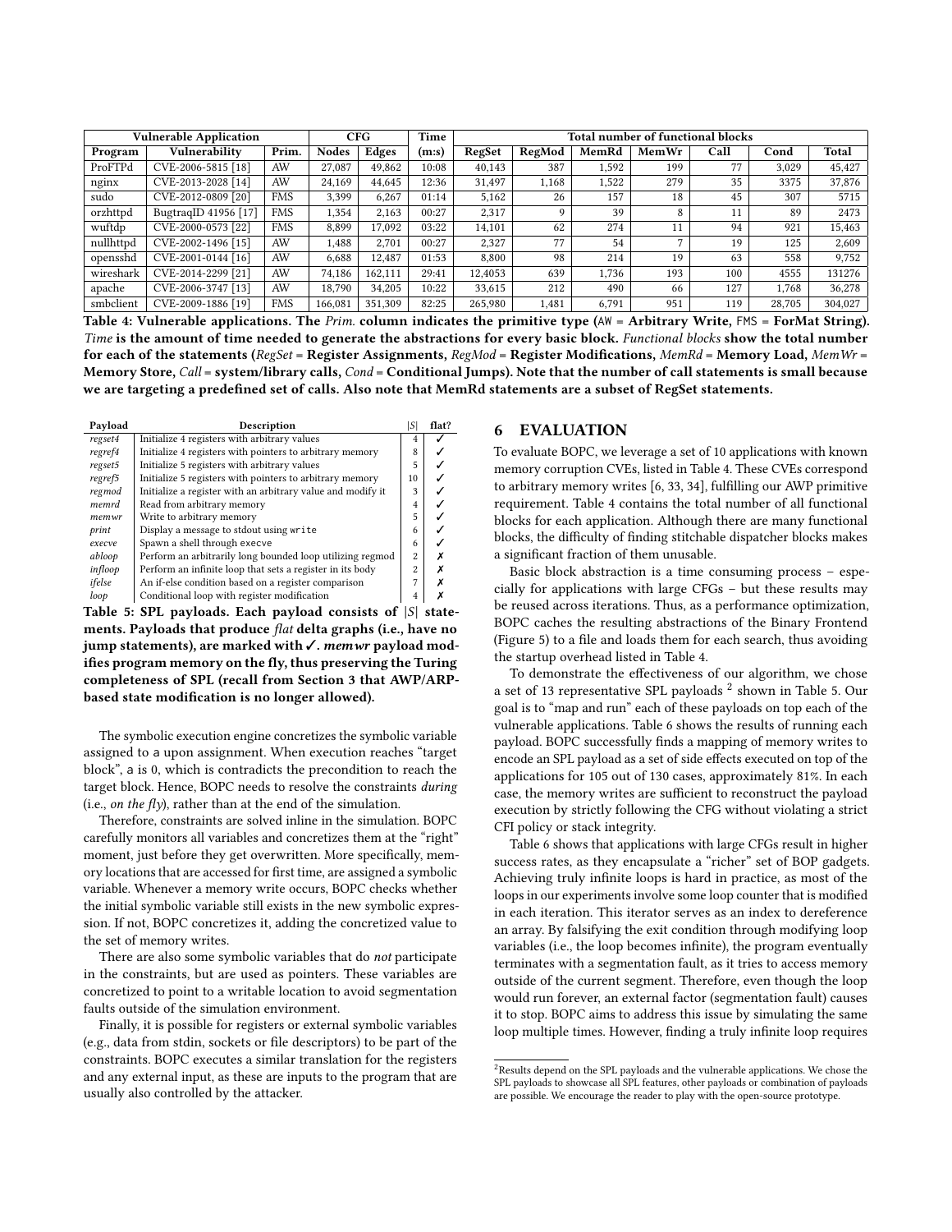| Vulnerable Application | | | CFG | | Time | Total number of functional blocks | | | | | | |
|---|---|---|---|---|---|---|---|---|---|---|---|---|
| Program | Vulnerability | Prim. | Nodes | Edges | (m:s) | RegSet | RegMod | MemRd | MemWr | Call | Cond | Total |
| ProFTPd | CVE-2006-5815 [18] | AW | 27,087 | 49,862 | 10:08 | 40,143 | 387 | 1,592 | 199 | 77 | 3,029 | 45,427 |
| nginx | CVE-2013-2028 [14] | AW | 24,169 | 44,645 | 12:36 | 31,497 | 1,168 | 1,522 | 279 | 35 | 3375 | 37,876 |
| sudo | CVE-2012-0809 [20] | FMS | 3,399 | 6,267 | 01:14 | 5,162 | 26 | 157 | 18 | 45 | 307 | 5715 |
| orzhttpd | BugtraqID 41956 [17] | FMS | 1,354 | 2,163 | 00:27 | 2,317 | 9 | 39 | 8 | 11 | 89 | 2473 |
| wuftdp | CVE-2000-0573 [22] | FMS | 8,899 | 17,092 | 03:22 | 14,101 | 62 | 274 | 11 | 94 | 921 | 15,463 |
| nullhttpd | CVE-2002-1496 [15] | AW | 1,488 | 2,701 | 00:27 | 2,327 | 77 | 54 | 7 | 19 | 125 | 2,609 |
| opensshd | CVE-2001-0144 [16] | AW | 6,688 | 12,487 | 01:53 | 8,800 | 98 | 214 | 19 | 63 | 558 | 9,752 |
| wireshark | CVE-2014-2299 [21] | AW | 74,186 | 162,111 | 29:41 | 12,4053 | 639 | 1,736 | 193 | 100 | 4555 | 131276 |
| apache | CVE-2006-3747 [13] | AW | 18,790 | 34,205 | 10:22 | 33,615 | 212 | 490 | 66 | 127 | 1,768 | 36,278 |
| smbclient | CVE-2009-1886 [19] | FMS | 166,081 | 351,309 | 82:25 | 265,980 | 1,481 | 6,791 | 951 | 119 | 28,705 | 304,027 |

**Table 4: Vulnerable applications. The *Prim.* column indicates the primitive type (AW = Arbitrary Write, FMS = ForMat String). *Time* is the amount of time needed to generate the abstractions for every basic block. *Functional blocks* show the total number for each of the statements (*RegSet* = Register Assignments, *RegMod* = Register Modifications, *MemRd* = Memory Load, *MemWr* = Memory Store, *Call* = system/library calls, *Cond* = Conditional Jumps). Note that the number of call statements is small because we are targeting a predefined set of calls. Also note that MemRd statements are a subset of RegSet statements.**

| Payload | Description | $\|S\|$ | flat? |
|---|---|---|---|
| *regset4* | Initialize 4 registers with arbitrary values | 4 | ✓ |
| *regref4* | Initialize 4 registers with pointers to arbitrary memory | 8 | ✓ |
| *regset5* | Initialize 5 registers with arbitrary values | 5 | ✓ |
| *regref5* | Initialize 5 registers with pointers to arbitrary memory | 10 | ✓ |
| *regmod* | Initialize a register with an arbitrary value and modify it | 3 | ✓ |
| *memrd* | Read from arbitrary memory | 4 | ✓ |
| *memwr* | Write to arbitrary memory | 5 | ✓ |
| *print* | Display a message to stdout using `write` | 6 | ✓ |
| *execve* | Spawn a shell through `execve` | 6 | ✓ |
| *abloop* | Perform an arbitrarily long bounded loop utilizing regmod | 2 | ✗ |
| *infloop* | Perform an infinite loop that sets a register in its body | 2 | ✗ |
| *ifelse* | An if-else condition based on a register comparison | 7 | ✗ |
| *loop* | Conditional loop with register modification | 4 | ✗ |

**Table 5: SPL payloads. Each payload consists of $|S|$ statements. Payloads that produce *flat* delta graphs (i.e., have no jump statements), are marked with ✓. *memwr* payload modifies program memory on the fly, thus preserving the Turing completeness of SPL (recall from Section 3 that AWP/ARP-based state modification is no longer allowed).**

The symbolic execution engine concretizes the symbolic variable assigned to a upon assignment. When execution reaches "target block", a is 0, which is contradicts the precondition to reach the target block. Hence, BOPC needs to resolve the constraints *during* (i.e., *on the fly*), rather than at the end of the simulation.

Therefore, constraints are solved inline in the simulation. BOPC carefully monitors all variables and concretizes them at the "right" moment, just before they get overwritten. More specifically, memory locations that are accessed for first time, are assigned a symbolic variable. Whenever a memory write occurs, BOPC checks whether the initial symbolic variable still exists in the new symbolic expression. If not, BOPC concretizes it, adding the concretized value to the set of memory writes.

There are also some symbolic variables that do *not* participate in the constraints, but are used as pointers. These variables are concretized to point to a writable location to avoid segmentation faults outside of the simulation environment.

Finally, it is possible for registers or external symbolic variables (e.g., data from stdin, sockets or file descriptors) to be part of the constraints. BOPC executes a similar translation for the registers and any external input, as these are inputs to the program that are usually also controlled by the attacker.

## 6 EVALUATION

To evaluate BOPC, we leverage a set of 10 applications with known memory corruption CVEs, listed in Table 4. These CVEs correspond to arbitrary memory writes [6, 33, 34], fulfilling our AWP primitive requirement. Table 4 contains the total number of all functional blocks for each application. Although there are many functional blocks, the difficulty of finding stitchable dispatcher blocks makes a significant fraction of them unusable.

Basic block abstraction is a time consuming process – especially for applications with large CFGs – but these results may be reused across iterations. Thus, as a performance optimization, BOPC caches the resulting abstractions of the Binary Frontend (Figure 5) to a file and loads them for each search, thus avoiding the startup overhead listed in Table 4.

To demonstrate the effectiveness of our algorithm, we chose a set of 13 representative SPL payloads [2] shown in Table 5. Our goal is to "map and run" each of these payloads on top each of the vulnerable applications. Table 6 shows the results of running each payload. BOPC successfully finds a mapping of memory writes to encode an SPL payload as a set of side effects executed on top of the applications for 105 out of 130 cases, approximately 81%. In each case, the memory writes are sufficient to reconstruct the payload execution by strictly following the CFG without violating a strict CFI policy or stack integrity.

Table 6 shows that applications with large CFGs result in higher success rates, as they encapsulate a "richer" set of BOP gadgets. Achieving truly infinite loops is hard in practice, as most of the loops in our experiments involve some loop counter that is modified in each iteration. This iterator serves as an index to dereference an array. By falsifying the exit condition through modifying loop variables (i.e., the loop becomes infinite), the program eventually terminates with a segmentation fault, as it tries to access memory outside of the current segment. Therefore, even though the loop would run forever, an external factor (segmentation fault) causes it to stop. BOPC aims to address this issue by simulating the same loop multiple times. However, finding a truly infinite loop requires

[2] Results depend on the SPL payloads and the vulnerable applications. We chose the SPL payloads to showcase all SPL features, other payloads or combination of payloads are possible. We encourage the reader to play with the open-source prototype.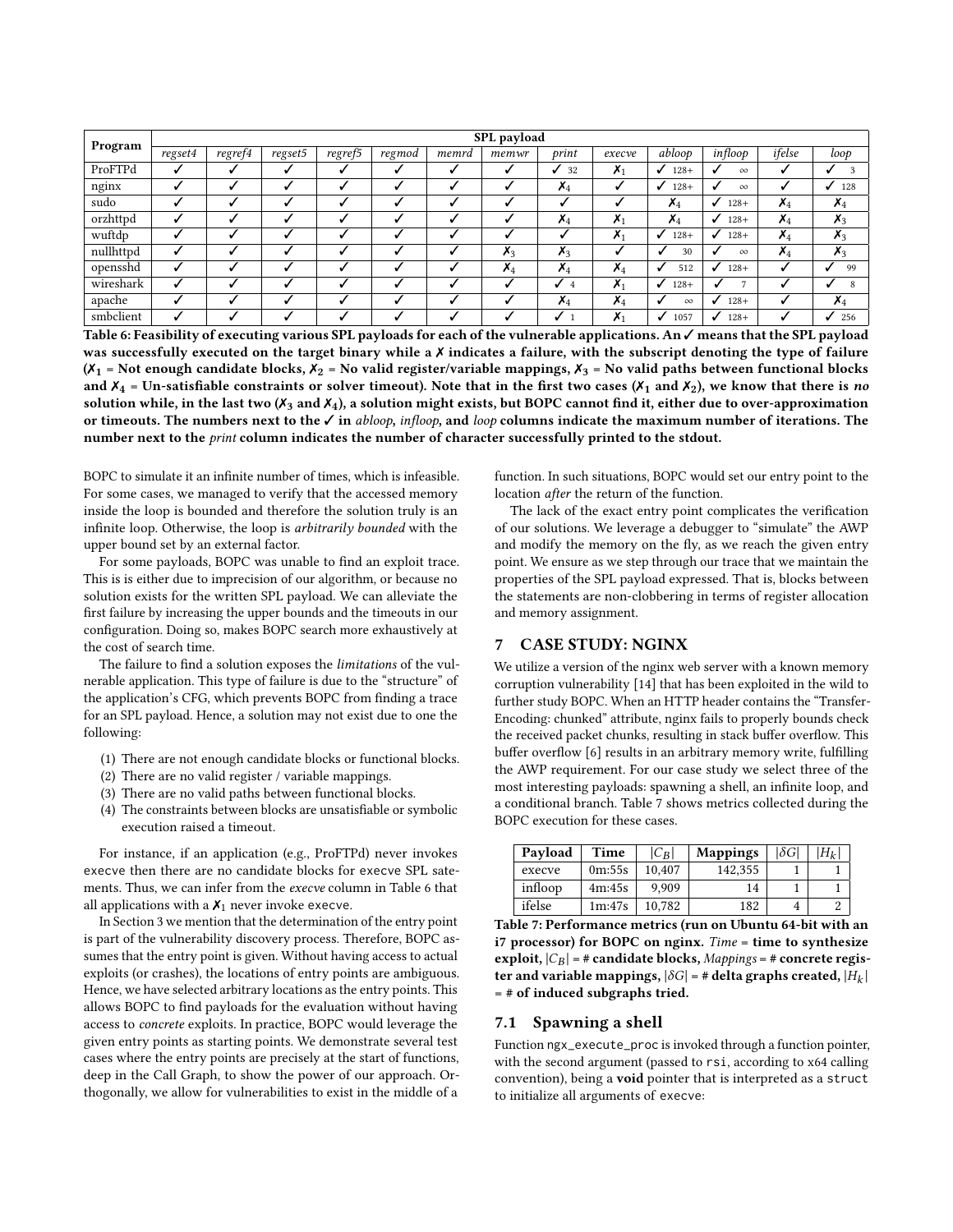| Program | SPL payload | | | | | | | | | | | | |
|---|---|---|---|---|---|---|---|---|---|---|---|---|---|
| | *regset4* | *regref4* | *regset5* | *regref5* | *regmod* | *memrd* | *memwr* | *print* | *execve* | *abloop* | *infloop* | *ifelse* | *loop* |
| ProFTPd | ✓ | ✓ | ✓ | ✓ | ✓ | ✓ | ✓ | ✓ 32 | ✗$_1$ | ✓ 128+ | ✓ ∞ | ✓ | ✓ 3 |
| nginx | ✓ | ✓ | ✓ | ✓ | ✓ | ✓ | ✓ | ✗$_4$ | ✓ | ✓ 128+ | ✓ ∞ | ✓ | ✓ 128 |
| sudo | ✓ | ✓ | ✓ | ✓ | ✓ | ✓ | ✓ | ✓ | ✓ | ✗$_4$ | ✓ 128+ | ✗$_4$ | ✗$_4$ |
| orzhttpd | ✓ | ✓ | ✓ | ✓ | ✓ | ✓ | ✓ | ✗$_4$ | ✗$_1$ | ✗$_4$ | ✓ 128+ | ✗$_4$ | ✗$_3$ |
| wuftdp | ✓ | ✓ | ✓ | ✓ | ✓ | ✓ | ✓ | ✓ | ✗$_1$ | ✓ 128+ | ✓ 128+ | ✗$_4$ | ✗$_3$ |
| nullhttpd | ✓ | ✓ | ✓ | ✓ | ✓ | ✓ | ✗$_3$ | ✗$_3$ | ✓ | ✓ 30 | ✓ ∞ | ✗$_4$ | ✗$_3$ |
| opensshd | ✓ | ✓ | ✓ | ✓ | ✓ | ✓ | ✗$_4$ | ✗$_4$ | ✗$_4$ | ✓ 512 | ✓ 128+ | ✓ | ✓ 99 |
| wireshark | ✓ | ✓ | ✓ | ✓ | ✓ | ✓ | ✓ | ✓ 4 | ✗$_1$ | ✓ 128+ | ✓ 7 | ✓ | ✓ 8 |
| apache | ✓ | ✓ | ✓ | ✓ | ✓ | ✓ | ✓ | ✗$_4$ | ✗$_4$ | ✓ ∞ | ✓ 128+ | ✓ | ✗$_4$ |
| smbclient | ✓ | ✓ | ✓ | ✓ | ✓ | ✓ | ✓ | ✓ 1 | ✗$_1$ | ✓ 1057 | ✓ 128+ | ✓ | ✓ 256 |

**Table 6: Feasibility of executing various SPL payloads for each of the vulnerable applications. An ✓ means that the SPL payload was successfully executed on the target binary while a ✗ indicates a failure, with the subscript denoting the type of failure (✗$_1$ = Not enough candidate blocks, ✗$_2$ = No valid register/variable mappings, ✗$_3$ = No valid paths between functional blocks and ✗$_4$ = Un-satisfiable constraints or solver timeout). Note that in the first two cases (✗$_1$ and ✗$_2$), we know that there is *no* solution while, in the last two (✗$_3$ and ✗$_4$), a solution might exists, but BOPC cannot find it, either due to over-approximation or timeouts. The numbers next to the ✓ in *abloop*, *infloop*, and *loop* columns indicate the maximum number of iterations. The number next to the *print* column indicates the number of character successfully printed to the stdout.**

BOPC to simulate it an infinite number of times, which is infeasible. For some cases, we managed to verify that the accessed memory inside the loop is bounded and therefore the solution truly is an infinite loop. Otherwise, the loop is *arbitrarily bounded* with the upper bound set by an external factor.

For some payloads, BOPC was unable to find an exploit trace. This is is either due to imprecision of our algorithm, or because no solution exists for the written SPL payload. We can alleviate the first failure by increasing the upper bounds and the timeouts in our configuration. Doing so, makes BOPC search more exhaustively at the cost of search time.

The failure to find a solution exposes the *limitations* of the vulnerable application. This type of failure is due to the "structure" of the application's CFG, which prevents BOPC from finding a trace for an SPL payload. Hence, a solution may not exist due to one the following:

1. There are not enough candidate blocks or functional blocks.
2. There are no valid register / variable mappings.
3. There are no valid paths between functional blocks.
4. The constraints between blocks are unsatisfiable or symbolic execution raised a timeout.

For instance, if an application (e.g., ProFTPd) never invokes execve then there are no candidate blocks for execve SPL satements. Thus, we can infer from the *execve* column in Table 6 that all applications with a ✗$_1$ never invoke execve.

In Section 3 we mention that the determination of the entry point is part of the vulnerability discovery process. Therefore, BOPC assumes that the entry point is given. Without having access to actual exploits (or crashes), the locations of entry points are ambiguous. Hence, we have selected arbitrary locations as the entry points. This allows BOPC to find payloads for the evaluation without having access to *concrete* exploits. In practice, BOPC would leverage the given entry points as starting points. We demonstrate several test cases where the entry points are precisely at the start of functions, deep in the Call Graph, to show the power of our approach. Orthogonally, we allow for vulnerabilities to exist in the middle of a function. In such situations, BOPC would set our entry point to the location *after* the return of the function.

The lack of the exact entry point complicates the verification of our solutions. We leverage a debugger to "simulate" the AWP and modify the memory on the fly, as we reach the given entry point. We ensure as we step through our trace that we maintain the properties of the SPL payload expressed. That is, blocks between the statements are non-clobbering in terms of register allocation and memory assignment.

## 7 CASE STUDY: NGINX

We utilize a version of the nginx web server with a known memory corruption vulnerability [14] that has been exploited in the wild to further study BOPC. When an HTTP header contains the "Transfer-Encoding: chunked" attribute, nginx fails to properly bounds check the received packet chunks, resulting in stack buffer overflow. This buffer overflow [6] results in an arbitrary memory write, fulfilling the AWP requirement. For our case study we select three of the most interesting payloads: spawning a shell, an infinite loop, and a conditional branch. Table 7 shows metrics collected during the BOPC execution for these cases.

| Payload | Time | $\lvert C_B \rvert$ | Mappings | $\lvert \delta G \rvert$ | $\lvert H_k \rvert$ |
|---|---|---|---|---|---|
| execve | 0m:55s | 10,407 | 142,355 | 1 | 1 |
| infloop | 4m:45s | 9,909 | 14 | 1 | 1 |
| ifelse | 1m:47s | 10,782 | 182 | 4 | 2 |

**Table 7: Performance metrics (run on Ubuntu 64-bit with an i7 processor) for BOPC on nginx. *Time* = time to synthesize exploit, $|C_B|$ = # candidate blocks, *Mappings* = # concrete register and variable mappings, $|\delta G|$ = # delta graphs created, $|H_k|$ = # of induced subgraphs tried.**

### 7.1 Spawning a shell

Function ngx_execute_proc is invoked through a function pointer, with the second argument (passed to rsi, according to x64 calling convention), being a **void** pointer that is interpreted as a struct to initialize all arguments of execve: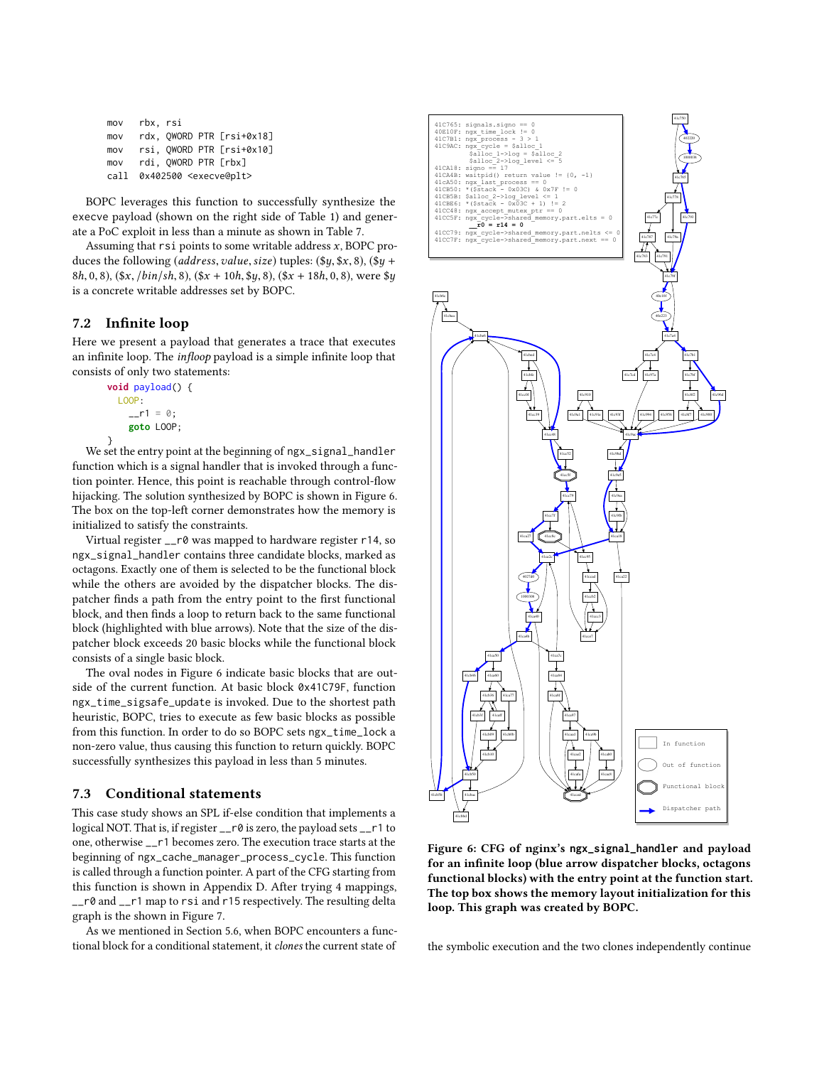```
mov   rbx, rsi
mov   rdx, QWORD PTR [rsi+0x18]
mov   rsi, QWORD PTR [rsi+0x10]
mov   rdi, QWORD PTR [rbx]
call  0x402500 <execve@plt>
```

BOPC leverages this function to successfully synthesize the execve payload (shown on the right side of Table 1) and generate a PoC exploit in less than a minute as shown in Table 7.

Assuming that rsi points to some writable address $x$, BOPC produces the following (*address*, *value*, *size*) tuples: ($y, $x, 8), ($y + 8h, 0, 8), ($x, /bin/sh, 8), ($x + 10h, $y, 8), ($x + 18h, 0, 8), were $y is a concrete writable addresses set by BOPC.

## 7.2 Infinite loop

Here we present a payload that generates a trace that executes an infinite loop. The *infloop* payload is a simple infinite loop that consists of only two statements:

```
void payload() {
  LOOP:
    __r1 = 0;
    goto LOOP;
}
```

We set the entry point at the beginning of ngx_signal_handler function which is a signal handler that is invoked through a function pointer. Hence, this point is reachable through control-flow hijacking. The solution synthesized by BOPC is shown in Figure 6. The box on the top-left corner demonstrates how the memory is initialized to satisfy the constraints.

Virtual register __r0 was mapped to hardware register r14, so ngx_signal_handler contains three candidate blocks, marked as octagons. Exactly one of them is selected to be the functional block while the others are avoided by the dispatcher blocks. The dispatcher finds a path from the entry point to the first functional block, and then finds a loop to return back to the same functional block (highlighted with blue arrows). Note that the size of the dispatcher block exceeds 20 basic blocks while the functional block consists of a single basic block.

The oval nodes in Figure 6 indicate basic blocks that are outside of the current function. At basic block 0x41C79F, function ngx_time_sigsafe_update is invoked. Due to the shortest path heuristic, BOPC, tries to execute as few basic blocks as possible from this function. In order to do so BOPC sets ngx_time_lock a non-zero value, thus causing this function to return quickly. BOPC successfully synthesizes this payload in less than 5 minutes.

## 7.3 Conditional statements

This case study shows an SPL if-else condition that implements a logical NOT. That is, if register __r0 is zero, the payload sets __r1 to one, otherwise __r1 becomes zero. The execution trace starts at the beginning of ngx_cache_manager_process_cycle. This function is called through a function pointer. A part of the CFG starting from this function is shown in Appendix D. After trying 4 mappings, __r0 and __r1 map to rsi and r15 respectively. The resulting delta graph is the shown in Figure 7.

As we mentioned in Section 5.6, when BOPC encounters a functional block for a conditional statement, it *clones* the current state of the symbolic execution and the two clones independently continue

Figure 6: CFG of nginx's ngx_signal_handler and payload for an infinite loop (blue arrow dispatcher blocks, octagons functional blocks) with the entry point at the function start. The top box shows the memory layout initialization for this loop. This graph was created by BOPC.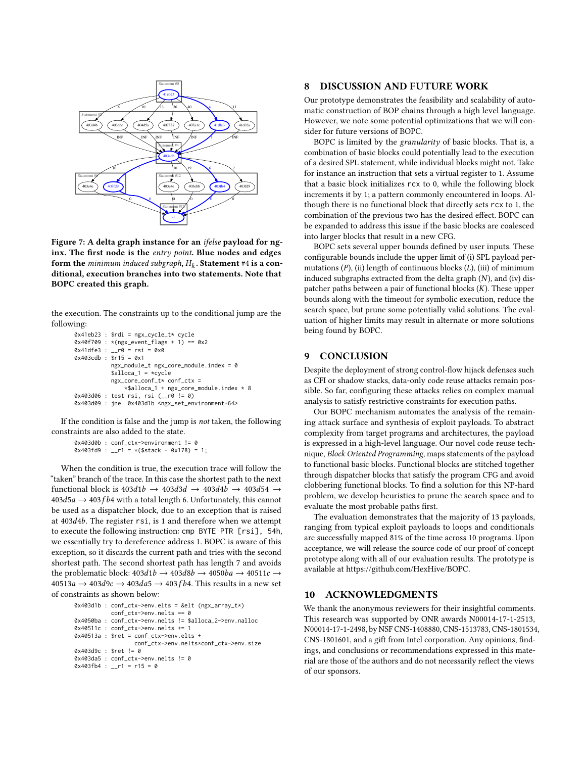**Figure 7: A delta graph instance for an *ifelse* payload for nginx. The first node is the *entry point*. Blue nodes and edges form the *minimum induced subgraph*, $H_k$. Statement #4 is a conditional, execution branches into two statements. Note that BOPC created this graph.**

the execution. The constraints up to the conditional jump are the following:

```
0x41eb23 : $rdi = ngx_cycle_t* cycle
0x40f709 : *(ngx_event_flags + 1) == 0x2
0x41dfe3 : __r0 = rsi = 0x0
0x403cdb : $r15 = 0x1
           ngx_module_t ngx_core_module.index = 0
           $alloca_1 = *cycle
           ngx_core_conf_t* conf_ctx =
               *$alloca_1 + ngx_core_module.index * 8
0x403d06 : test rsi, rsi (__r0 != 0)
0x403d09 : jne  0x403d1b <ngx_set_environment+64>
```

If the condition is false and the jump is *not* taken, the following constraints are also added to the state.

```
0x403d0b : conf_ctx->environment != 0
0x403fd9 : __r1 = *($stack - 0x178) = 1;
```

When the condition is true, the execution trace will follow the "taken" branch of the trace. In this case the shortest path to the next functional block is $403d1b \rightarrow 403d3d \rightarrow 403d4b \rightarrow 403d54 \rightarrow 403d5a \rightarrow 403fb4$ with a total length 6. Unfortunately, this cannot be used as a dispatcher block, due to an exception that is raised at $403d4b$. The register `rsi`, is 1 and therefore when we attempt to execute the following instruction: `cmp BYTE PTR [rsi], 54h`, we essentially try to dereference address 1. BOPC is aware of this exception, so it discards the current path and tries with the second shortest path. The second shortest path has length 7 and avoids the problematic block: $403d1b \rightarrow 403d8b \rightarrow 4050ba \rightarrow 40511c \rightarrow 40513a \rightarrow 403d9c \rightarrow 403da5 \rightarrow 403fb4$. This results in a new set of constraints as shown below:

```
0x403d1b : conf_ctx->env.elts = &elt (ngx_array_t*)
           conf_ctx->env.nelts == 0
0x4050ba : conf_ctx->env.nelts != $alloca_2->env.nalloc
0x40511c : conf_ctx->env.nelts += 1
0x40513a : $ret = conf_ctx->env.elts +
                  conf_ctx->env.nelts*conf_ctx->env.size
0x403d9c : $ret != 0
0x403da5 : conf_ctx->env.nelts != 0
0x403fb4 : __r1 = r15 = 0
```

## 8 DISCUSSION AND FUTURE WORK

Our prototype demonstrates the feasibility and scalability of automatic construction of BOP chains through a high level language. However, we note some potential optimizations that we will consider for future versions of BOPC.

BOPC is limited by the *granularity* of basic blocks. That is, a combination of basic blocks could potentially lead to the execution of a desired SPL statement, while individual blocks might not. Take for instance an instruction that sets a virtual register to 1. Assume that a basic block initializes `rcx` to 0, while the following block increments it by 1; a pattern commonly encountered in loops. Although there is no functional block that directly sets `rcx` to 1, the combination of the previous two has the desired effect. BOPC can be expanded to address this issue if the basic blocks are coalesced into larger blocks that result in a new CFG.

BOPC sets several upper bounds defined by user inputs. These configurable bounds include the upper limit of (i) SPL payload permutations ($P$), (ii) length of continuous blocks ($L$), (iii) of minimum induced subgraphs extracted from the delta graph ($N$), and (iv) dispatcher paths between a pair of functional blocks ($K$). These upper bounds along with the timeout for symbolic execution, reduce the search space, but prune some potentially valid solutions. The evaluation of higher limits may result in alternate or more solutions being found by BOPC.

## 9 CONCLUSION

Despite the deployment of strong control-flow hijack defenses such as CFI or shadow stacks, data-only code reuse attacks remain possible. So far, configuring these attacks relies on complex manual analysis to satisfy restrictive constraints for execution paths.

Our BOPC mechanism automates the analysis of the remaining attack surface and synthesis of exploit payloads. To abstract complexity from target programs and architectures, the payload is expressed in a high-level language. Our novel code reuse technique, *Block Oriented Programming*, maps statements of the payload to functional basic blocks. Functional blocks are stitched together through dispatcher blocks that satisfy the program CFG and avoid clobbering functional blocks. To find a solution for this NP-hard problem, we develop heuristics to prune the search space and to evaluate the most probable paths first.

The evaluation demonstrates that the majority of 13 payloads, ranging from typical exploit payloads to loops and conditionals are successfully mapped 81% of the time across 10 programs. Upon acceptance, we will release the source code of our proof of concept prototype along with all of our evaluation results. The prototype is available at https://github.com/HexHive/BOPC.

## 10 ACKNOWLEDGMENTS

We thank the anonymous reviewers for their insightful comments. This research was supported by ONR awards N00014-17-1-2513, N00014-17-1-2498, by NSF CNS-1408880, CNS-1513783, CNS-1801534, CNS-1801601, and a gift from Intel corporation. Any opinions, findings, and conclusions or recommendations expressed in this material are those of the authors and do not necessarily reflect the views of our sponsors.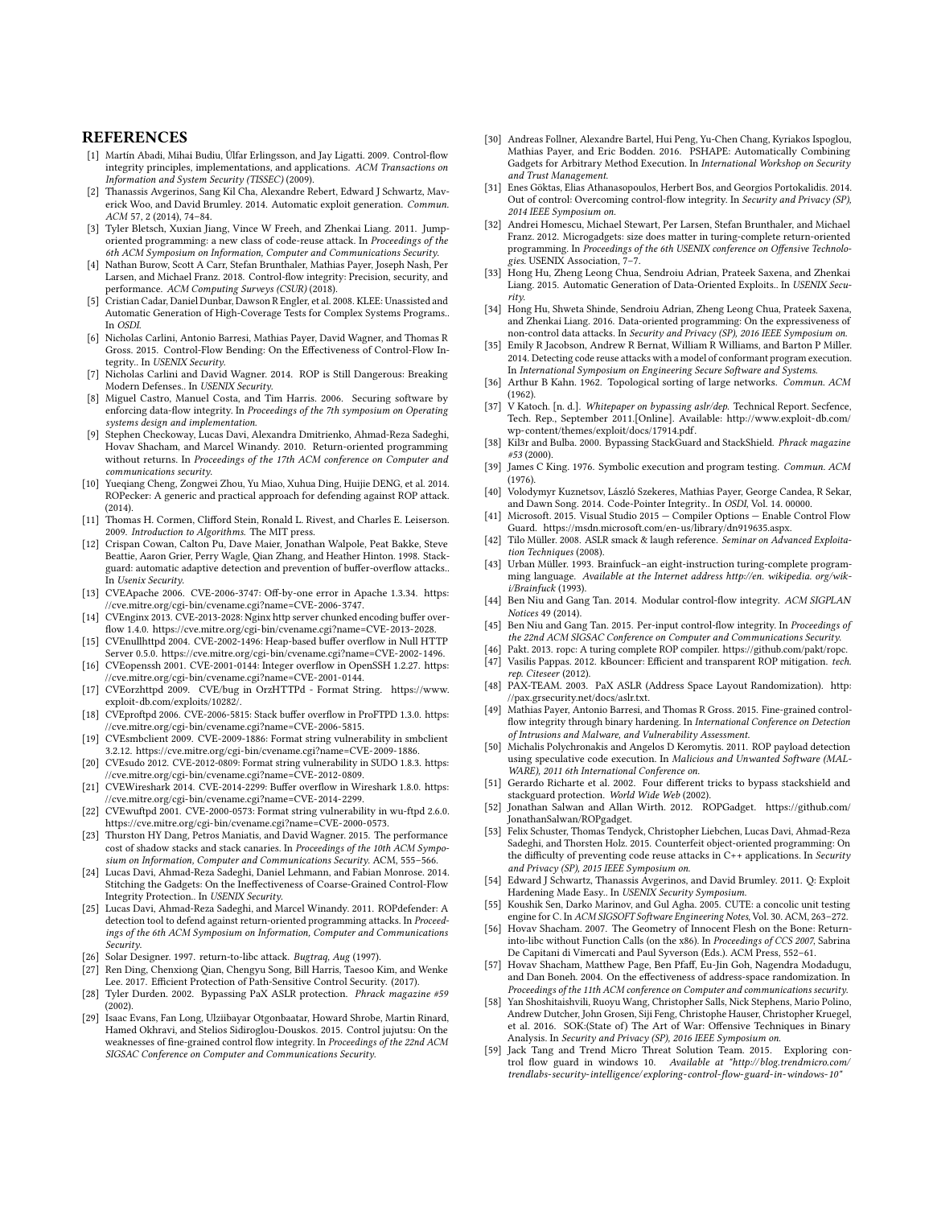## REFERENCES

[1] Martín Abadi, Mihai Budiu, Úlfar Erlingsson, and Jay Ligatti. 2009. Control-flow integrity principles, implementations, and applications. *ACM Transactions on Information and System Security (TISSEC)* (2009).

[2] Thanassis Avgerinos, Sang Kil Cha, Alexandre Rebert, Edward J Schwartz, Maverick Woo, and David Brumley. 2014. Automatic exploit generation. *Commun. ACM* 57, 2 (2014), 74–84.

[3] Tyler Bletsch, Xuxian Jiang, Vince W Freeh, and Zhenkai Liang. 2011. Jump-oriented programming: a new class of code-reuse attack. In *Proceedings of the 6th ACM Symposium on Information, Computer and Communications Security*.

[4] Nathan Burow, Scott A Carr, Stefan Brunthaler, Mathias Payer, Joseph Nash, Per Larsen, and Michael Franz. 2018. Control-flow integrity: Precision, security, and performance. *ACM Computing Surveys (CSUR)* (2018).

[5] Cristian Cadar, Daniel Dunbar, Dawson R Engler, et al. 2008. KLEE: Unassisted and Automatic Generation of High-Coverage Tests for Complex Systems Programs.. In *OSDI*.

[6] Nicholas Carlini, Antonio Barresi, Mathias Payer, David Wagner, and Thomas R Gross. 2015. Control-Flow Bending: On the Effectiveness of Control-Flow Integrity.. In *USENIX Security*.

[7] Nicholas Carlini and David Wagner. 2014. ROP is Still Dangerous: Breaking Modern Defenses.. In *USENIX Security*.

[8] Miguel Castro, Manuel Costa, and Tim Harris. 2006. Securing software by enforcing data-flow integrity. In *Proceedings of the 7th symposium on Operating systems design and implementation*.

[9] Stephen Checkoway, Lucas Davi, Alexandra Dmitrienko, Ahmad-Reza Sadeghi, Hovav Shacham, and Marcel Winandy. 2010. Return-oriented programming without returns. In *Proceedings of the 17th ACM conference on Computer and communications security*.

[10] Yueqiang Cheng, Zongwei Zhou, Yu Miao, Xuhua Ding, Huijie DENG, et al. 2014. ROPecker: A generic and practical approach for defending against ROP attack. (2014).

[11] Thomas H. Cormen, Clifford Stein, Ronald L. Rivest, and Charles E. Leiserson. 2009. *Introduction to Algorithms*. The MIT press.

[12] Crispan Cowan, Calton Pu, Dave Maier, Jonathan Walpole, Peat Bakke, Steve Beattie, Aaron Grier, Perry Wagle, Qian Zhang, and Heather Hinton. 1998. Stackguard: automatic adaptive detection and prevention of buffer-overflow attacks.. In *Usenix Security*.

[13] CVEApache 2006. CVE-2006-3747: Off-by-one error in Apache 1.3.34. https://cve.mitre.org/cgi-bin/cvename.cgi?name=CVE-2006-3747.

[14] CVEnginx 2013. CVE-2013-2028: Nginx http server chunked encoding buffer overflow 1.4.0. https://cve.mitre.org/cgi-bin/cvename.cgi?name=CVE-2013-2028.

[15] CVEnullhttpd 2004. CVE-2002-1496: Heap-based buffer overflow in Null HTTP Server 0.5.0. https://cve.mitre.org/cgi-bin/cvename.cgi?name=CVE-2002-1496.

[16] CVEopenssh 2001. CVE-2001-0144: Integer overflow in OpenSSH 1.2.27. https://cve.mitre.org/cgi-bin/cvename.cgi?name=CVE-2001-0144.

[17] CVEorzhttpd 2009. CVE/bug in OrzHTTPd - Format String. https://www.exploit-db.com/exploits/10282/.

[18] CVEproftpd 2006. CVE-2006-5815: Stack buffer overflow in ProFTPD 1.3.0. https://cve.mitre.org/cgi-bin/cvename.cgi?name=CVE-2006-5815.

[19] CVEsmbclient 2009. CVE-2009-1886: Format string vulnerability in smbclient 3.2.12. https://cve.mitre.org/cgi-bin/cvename.cgi?name=CVE-2009-1886.

[20] CVEsudo 2012. CVE-2012-0809: Format string vulnerability in SUDO 1.8.3. https://cve.mitre.org/cgi-bin/cvename.cgi?name=CVE-2012-0809.

[21] CVEWireshark 2014. CVE-2014-2299: Buffer overflow in Wireshark 1.8.0. https://cve.mitre.org/cgi-bin/cvename.cgi?name=CVE-2014-2299.

[22] CVEwuftpd 2001. CVE-2000-0573: Format string vulnerability in wu-ftpd 2.6.0. https://cve.mitre.org/cgi-bin/cvename.cgi?name=CVE-2000-0573.

[23] Thurston HY Dang, Petros Maniatis, and David Wagner. 2015. The performance cost of shadow stacks and stack canaries. In *Proceedings of the 10th ACM Symposium on Information, Computer and Communications Security*. ACM, 555–566.

[24] Lucas Davi, Ahmad-Reza Sadeghi, Daniel Lehmann, and Fabian Monrose. 2014. Stitching the Gadgets: On the Ineffectiveness of Coarse-Grained Control-Flow Integrity Protection.. In *USENIX Security*.

[25] Lucas Davi, Ahmad-Reza Sadeghi, and Marcel Winandy. 2011. ROPdefender: A detection tool to defend against return-oriented programming attacks. In *Proceedings of the 6th ACM Symposium on Information, Computer and Communications Security*.

[26] Solar Designer. 1997. return-to-libc attack. *Bugtraq, Aug* (1997).

[27] Ren Ding, Chenxiong Qian, Chengyu Song, Bill Harris, Taesoo Kim, and Wenke Lee. 2017. Efficient Protection of Path-Sensitive Control Security. (2017).

[28] Tyler Durden. 2002. Bypassing PaX ASLR protection. *Phrack magazine #59* (2002).

[29] Isaac Evans, Fan Long, Ulziibayar Otgonbaatar, Howard Shrobe, Martin Rinard, Hamed Okhravi, and Stelios Sidiroglou-Douskos. 2015. Control jujutsu: On the weaknesses of fine-grained control flow integrity. In *Proceedings of the 22nd ACM SIGSAC Conference on Computer and Communications Security*.

[30] Andreas Follner, Alexandre Bartel, Hui Peng, Yu-Chen Chang, Kyriakos Ispoglou, Mathias Payer, and Eric Bodden. 2016. PSHAPE: Automatically Combining Gadgets for Arbitrary Method Execution. In *International Workshop on Security and Trust Management*.

[31] Enes Göktas, Elias Athanasopoulos, Herbert Bos, and Georgios Portokalidis. 2014. Out of control: Overcoming control-flow integrity. In *Security and Privacy (SP), 2014 IEEE Symposium on*.

[32] Andrei Homescu, Michael Stewart, Per Larsen, Stefan Brunthaler, and Michael Franz. 2012. Microgadgets: size does matter in turing-complete return-oriented programming. In *Proceedings of the 6th USENIX conference on Offensive Technologies*. USENIX Association, 7–7.

[33] Hong Hu, Zheng Leong Chua, Sendroiu Adrian, Prateek Saxena, and Zhenkai Liang. 2015. Automatic Generation of Data-Oriented Exploits.. In *USENIX Security*.

[34] Hong Hu, Shweta Shinde, Sendroiu Adrian, Zheng Leong Chua, Prateek Saxena, and Zhenkai Liang. 2016. Data-oriented programming: On the expressiveness of non-control data attacks. In *Security and Privacy (SP), 2016 IEEE Symposium on*.

[35] Emily R Jacobson, Andrew R Bernat, William R Williams, and Barton P Miller. 2014. Detecting code reuse attacks with a model of conformant program execution. In *International Symposium on Engineering Secure Software and Systems*.

[36] Arthur B Kahn. 1962. Topological sorting of large networks. *Commun. ACM* (1962).

[37] V Katoch. [n. d.]. *Whitepaper on bypassing aslr/dep*. Technical Report. Secfence, Tech. Rep., September 2011.[Online]. Available: http://www.exploit-db.com/wp-content/themes/exploit/docs/17914.pdf.

[38] Kil3r and Bulba. 2000. Bypassing StackGuard and StackShield. *Phrack magazine #53* (2000).

[39] James C King. 1976. Symbolic execution and program testing. *Commun. ACM* (1976).

[40] Volodymyr Kuznetsov, László Szekeres, Mathias Payer, George Candea, R Sekar, and Dawn Song. 2014. Code-Pointer Integrity.. In *OSDI*, Vol. 14. 00000.

[41] Microsoft. 2015. Visual Studio 2015 — Compiler Options — Enable Control Flow Guard. https://msdn.microsoft.com/en-us/library/dn919635.aspx.

[42] Tilo Müller. 2008. ASLR smack & laugh reference. *Seminar on Advanced Exploitation Techniques* (2008).

[43] Urban Müller. 1993. Brainfuck–an eight-instruction turing-complete programming language. *Available at the Internet address http://en. wikipedia. org/wiki/Brainfuck* (1993).

[44] Ben Niu and Gang Tan. 2014. Modular control-flow integrity. *ACM SIGPLAN Notices* 49 (2014).

[45] Ben Niu and Gang Tan. 2015. Per-input control-flow integrity. In *Proceedings of the 22nd ACM SIGSAC Conference on Computer and Communications Security*.

[46] Pakt. 2013. ropc: A turing complete ROP compiler. https://github.com/pakt/ropc.

[47] Vasilis Pappas. 2012. kBouncer: Efficient and transparent ROP mitigation. *tech. rep. Citeseer* (2012).

[48] PAX-TEAM. 2003. PaX ASLR (Address Space Layout Randomization). http://pax.grsecurity.net/docs/aslr.txt.

[49] Mathias Payer, Antonio Barresi, and Thomas R Gross. 2015. Fine-grained control-flow integrity through binary hardening. In *International Conference on Detection of Intrusions and Malware, and Vulnerability Assessment*.

[50] Michalis Polychronakis and Angelos D Keromytis. 2011. ROP payload detection using speculative code execution. In *Malicious and Unwanted Software (MALWARE), 2011 6th International Conference on*.

[51] Gerardo Richarte et al. 2002. Four different tricks to bypass stackshield and stackguard protection. *World Wide Web* (2002).

[52] Jonathan Salwan and Allan Wirth. 2012. ROPGadget. https://github.com/JonathanSalwan/ROPgadget.

[53] Felix Schuster, Thomas Tendyck, Christopher Liebchen, Lucas Davi, Ahmad-Reza Sadeghi, and Thorsten Holz. 2015. Counterfeit object-oriented programming: On the difficulty of preventing code reuse attacks in C++ applications. In *Security and Privacy (SP), 2015 IEEE Symposium on*.

[54] Edward J Schwartz, Thanassis Avgerinos, and David Brumley. 2011. Q: Exploit Hardening Made Easy.. In *USENIX Security Symposium*.

[55] Koushik Sen, Darko Marinov, and Gul Agha. 2005. CUTE: a concolic unit testing engine for C. In *ACM SIGSOFT Software Engineering Notes*, Vol. 30. ACM, 263–272.

[56] Hovav Shacham. 2007. The Geometry of Innocent Flesh on the Bone: Return-into-libc without Function Calls (on the x86). In *Proceedings of CCS 2007*, Sabrina De Capitani di Vimercati and Paul Syverson (Eds.). ACM Press, 552–61.

[57] Hovav Shacham, Matthew Page, Ben Pfaff, Eu-Jin Goh, Nagendra Modadugu, and Dan Boneh. 2004. On the effectiveness of address-space randomization. In *Proceedings of the 11th ACM conference on Computer and communications security*.

[58] Yan Shoshitaishvili, Ruoyu Wang, Christopher Salls, Nick Stephens, Mario Polino, Andrew Dutcher, John Grosen, Siji Feng, Christophe Hauser, Christopher Kruegel, et al. 2016. SOK:(State of) The Art of War: Offensive Techniques in Binary Analysis. In *Security and Privacy (SP), 2016 IEEE Symposium on*.

[59] Jack Tang and Trend Micro Threat Solution Team. 2015. Exploring control flow guard in windows 10. *Available at "http://blog.trendmicro.com/trendlabs-security-intelligence/exploring-control-flow-guard-in-windows-10"*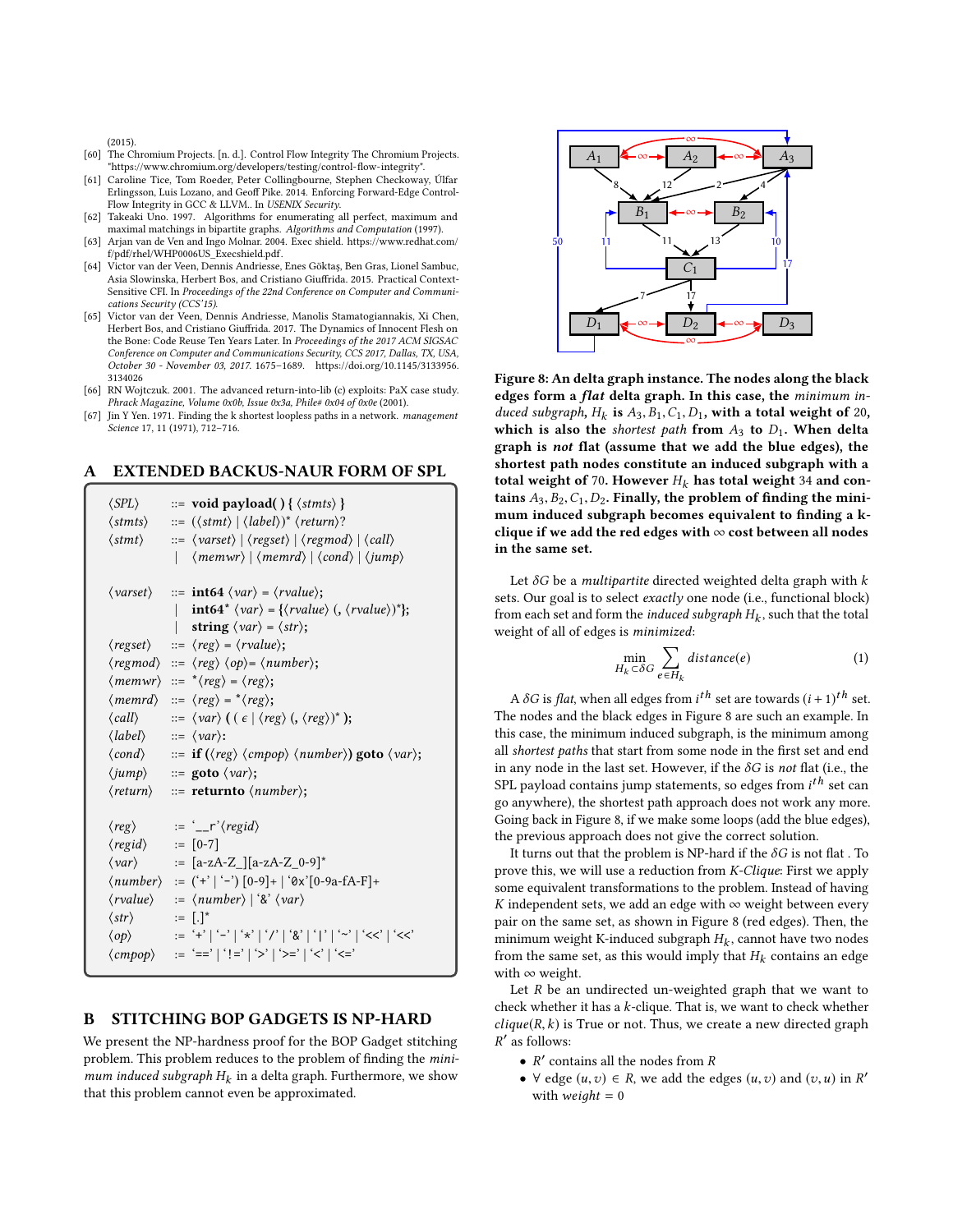(2015).

[60] The Chromium Projects. [n. d.]. Control Flow Integrity The Chromium Projects. "https://www.chromium.org/developers/testing/control-flow-integrity".

[61] Caroline Tice, Tom Roeder, Peter Collingbourne, Stephen Checkoway, Úlfar Erlingsson, Luis Lozano, and Geoff Pike. 2014. Enforcing Forward-Edge Control-Flow Integrity in GCC & LLVM.. In *USENIX Security*.

[62] Takeaki Uno. 1997. Algorithms for enumerating all perfect, maximum and maximal matchings in bipartite graphs. *Algorithms and Computation* (1997).

[63] Arjan van de Ven and Ingo Molnar. 2004. Exec shield. https://www.redhat.com/f/pdf/rhel/WHP0006US_Execshield.pdf.

[64] Victor van der Veen, Dennis Andriesse, Enes Göktaş, Ben Gras, Lionel Sambuc, Asia Slowinska, Herbert Bos, and Cristiano Giuffrida. 2015. Practical Context-Sensitive CFI. In *Proceedings of the 22nd Conference on Computer and Communications Security (CCS'15)*.

[65] Victor van der Veen, Dennis Andriesse, Manolis Stamatogiannakis, Xi Chen, Herbert Bos, and Cristiano Giuffrida. 2017. The Dynamics of Innocent Flesh on the Bone: Code Reuse Ten Years Later. In *Proceedings of the 2017 ACM SIGSAC Conference on Computer and Communications Security, CCS 2017, Dallas, TX, USA, October 30 - November 03, 2017*. 1675–1689. https://doi.org/10.1145/3133956.3134026

[66] RN Wojtczuk. 2001. The advanced return-into-lib (c) exploits: PaX case study. *Phrack Magazine, Volume 0x0b, Issue 0x3a, Phile# 0x04 of 0x0e* (2001).

[67] Jin Y Yen. 1971. Finding the k shortest loopless paths in a network. *management Science* 17, 11 (1971), 712–716.

## A EXTENDED BACKUS-NAUR FORM OF SPL

```
⟨SPL⟩     ::= void payload( ) { ⟨stmts⟩ }
⟨stmts⟩   ::= (⟨stmt⟩ | ⟨label⟩)* ⟨return⟩?
⟨stmt⟩    ::= ⟨varset⟩ | ⟨regset⟩ | ⟨regmod⟩ | ⟨call⟩
           |  ⟨memwr⟩ | ⟨memrd⟩ | ⟨cond⟩ | ⟨jump⟩

⟨varset⟩  ::= int64 ⟨var⟩ = ⟨rvalue⟩;
           |  int64* ⟨var⟩ = {⟨rvalue⟩ (, ⟨rvalue⟩)*};
           |  string ⟨var⟩ = ⟨str⟩;
⟨regset⟩  ::= ⟨reg⟩ = ⟨rvalue⟩;
⟨regmod⟩  ::= ⟨reg⟩ ⟨op⟩= ⟨number⟩;
⟨memwr⟩   ::= *⟨reg⟩ = ⟨reg⟩;
⟨memrd⟩   ::= ⟨reg⟩ = *⟨reg⟩;
⟨call⟩    ::= ⟨var⟩ ( ( ϵ | ⟨reg⟩ (, ⟨reg⟩)* );
⟨label⟩   ::= ⟨var⟩:
⟨cond⟩    ::= if (⟨reg⟩ ⟨cmpop⟩ ⟨number⟩) goto ⟨var⟩;
⟨jump⟩    ::= goto ⟨var⟩;
⟨return⟩  ::= returnto ⟨number⟩;

⟨reg⟩     := '__r'⟨regid⟩
⟨regid⟩   := [0-7]
⟨var⟩     := [a-zA-Z_][a-zA-Z_0-9]*
⟨number⟩  := ('+' | '-') [0-9]+ | '0x'[0-9a-fA-F]+
⟨rvalue⟩  := ⟨number⟩ | '&' ⟨var⟩
⟨str⟩     := [.]*
⟨op⟩      := '+' | '-' | '*' | '/' | '&' | '|' | '~' | '<<' | '<<'
⟨cmpop⟩   := '==' | '!=' | '>' | '>=' | '<' | '<='
```

## B STITCHING BOP GADGETS IS NP-HARD

We present the NP-hardness proof for the BOP Gadget stitching problem. This problem reduces to the problem of finding the *minimum induced subgraph* $H_k$ in a delta graph. Furthermore, we show that this problem cannot even be approximated.

**Figure 8: An delta graph instance. The nodes along the black edges form a *flat* delta graph. In this case, the *minimum induced subgraph*, $H_k$ is $A_3, B_1, C_1, D_1$, with a total weight of 20, which is also the *shortest path* from $A_3$ to $D_1$. When delta graph is *not* flat (assume that we add the blue edges), the shortest path nodes constitute an induced subgraph with a total weight of 70. However $H_k$ has total weight 34 and contains $A_3, B_2, C_1, D_2$. Finally, the problem of finding the minimum induced subgraph becomes equivalent to finding a k-clique if we add the red edges with ∞ cost between all nodes in the same set.**

Let $\delta G$ be a *multipartite* directed weighted delta graph with $k$ sets. Our goal is to select *exactly* one node (i.e., functional block) from each set and form the *induced subgraph* $H_k$, such that the total weight of all of edges is *minimized*:

$$\min_{H_k \subset \delta G} \sum_{e \in H_k} distance(e) \qquad (1)$$

A $\delta G$ is *flat*, when all edges from $i^{th}$ set are towards $(i+1)^{th}$ set. The nodes and the black edges in Figure 8 are such an example. In this case, the minimum induced subgraph, is the minimum among all *shortest paths* that start from some node in the first set and end in any node in the last set. However, if the $\delta G$ is *not* flat (i.e., the SPL payload contains jump statements, so edges from $i^{th}$ set can go anywhere), the shortest path approach does not work any more. Going back in Figure 8, if we make some loops (add the blue edges), the previous approach does not give the correct solution.

It turns out that the problem is NP-hard if the $\delta G$ is not flat . To prove this, we will use a reduction from *K-Clique*: First we apply some equivalent transformations to the problem. Instead of having $K$ independent sets, we add an edge with ∞ weight between every pair on the same set, as shown in Figure 8 (red edges). Then, the minimum weight K-induced subgraph $H_k$, cannot have two nodes from the same set, as this would imply that $H_k$ contains an edge with ∞ weight.

Let $R$ be an undirected un-weighted graph that we want to check whether it has a $k$-clique. That is, we want to check whether $clique(R, k)$ is True or not. Thus, we create a new directed graph $R'$ as follows:

- $R'$ contains all the nodes from $R$
- ∀ edge $(u, v) \in R$, we add the edges $(u, v)$ and $(v, u)$ in $R'$ with $weight = 0$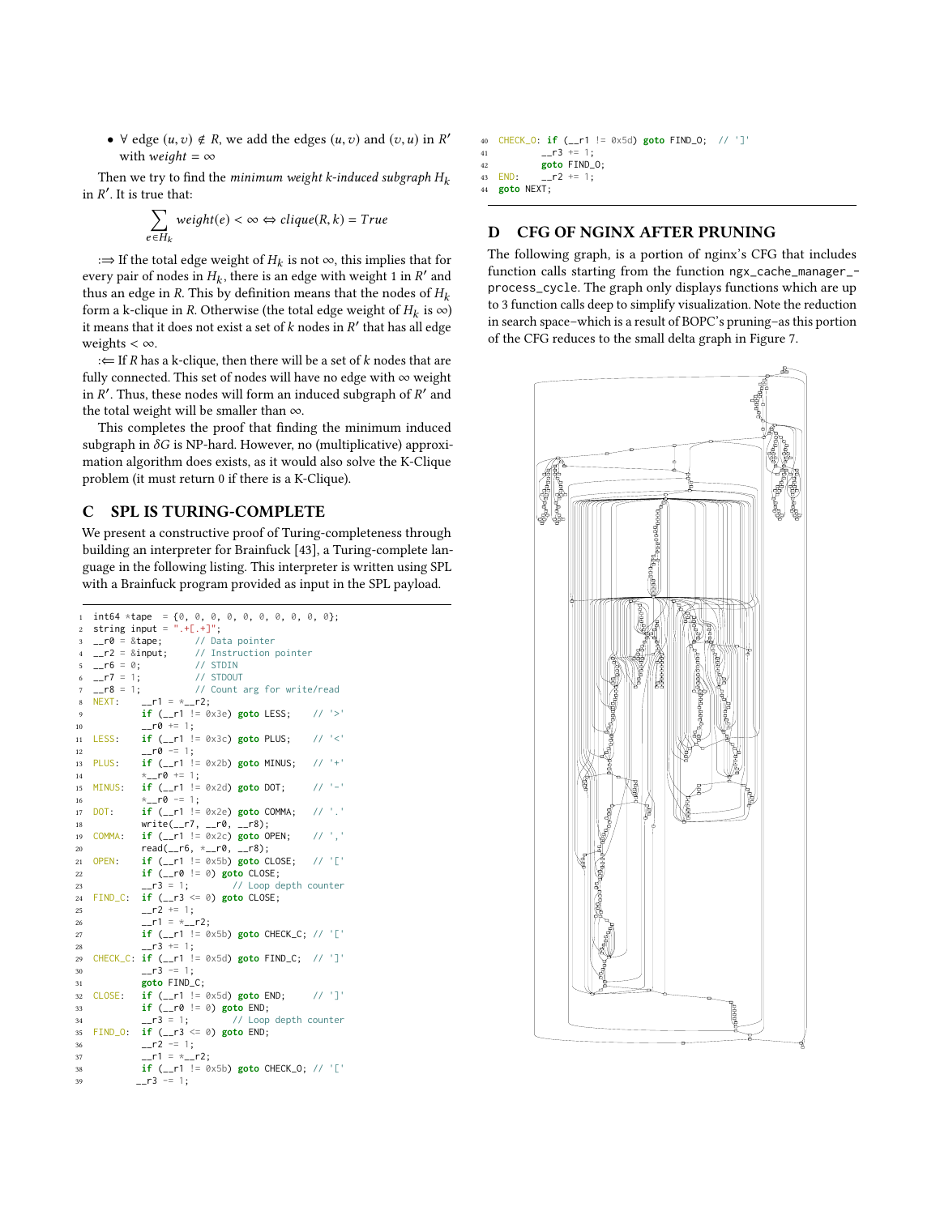- $\forall$ edge $(u, v) \notin R$, we add the edges $(u, v)$ and $(v, u)$ in $R'$ with *weight* $= \infty$

Then we try to find the *minimum weight k-induced subgraph* $H_k$ in $R'$. It is true that:

$$\sum_{e \in H_k} weight(e) < \infty \Leftrightarrow clique(R, k) = True$$

:$\Rightarrow$ If the total edge weight of $H_k$ is not $\infty$, this implies that for every pair of nodes in $H_k$, there is an edge with weight 1 in $R'$ and thus an edge in $R$. This by definition means that the nodes of $H_k$ form a k-clique in $R$. Otherwise (the total edge weight of $H_k$ is $\infty$) it means that it does not exist a set of $k$ nodes in $R'$ that has all edge weights $< \infty$.

:$\Leftarrow$ If $R$ has a k-clique, then there will be a set of $k$ nodes that are fully connected. This set of nodes will have no edge with $\infty$ weight in $R'$. Thus, these nodes will form an induced subgraph of $R'$ and the total weight will be smaller than $\infty$.

This completes the proof that finding the minimum induced subgraph in $\delta G$ is NP-hard. However, no (multiplicative) approximation algorithm does exists, as it would also solve the K-Clique problem (it must return 0 if there is a K-Clique).

## C SPL IS TURING-COMPLETE

We present a constructive proof of Turing-completeness through building an interpreter for Brainfuck [43], a Turing-complete language in the following listing. This interpreter is written using SPL with a Brainfuck program provided as input in the SPL payload.

```
1  int64 *tape  = {0, 0, 0, 0, 0, 0, 0, 0, 0, 0};
2  string input = ".+[.+]";
3  __r0 = &tape;      // Data pointer
4  __r2 = &input;     // Instruction pointer
5  __r6 = 0;          // STDIN
6  __r7 = 1;          // STDOUT
7  __r8 = 1;          // Count arg for write/read
8  NEXT:    __r1 = *__r2;
9           if (__r1 != 0x3e) goto LESS;    // '>'
10          __r0 += 1;
11 LESS:    if (__r1 != 0x3c) goto PLUS;    // '<'
12          __r0 -= 1;
13 PLUS:    if (__r1 != 0x2b) goto MINUS;   // '+'
14          *__r0 += 1;
15 MINUS:   if (__r1 != 0x2d) goto DOT;     // '-'
16          *__r0 -= 1;
17 DOT:     if (__r1 != 0x2e) goto COMMA;   // '.'
18          write(__r7, __r0, __r8);
19 COMMA:   if (__r1 != 0x2c) goto OPEN;    // ','
20          read(__r6, *__r0, __r8);
21 OPEN:    if (__r1 != 0x5b) goto CLOSE;   // '['
22          if (__r0 != 0) goto CLOSE;
23          __r3 = 1;         // Loop depth counter
24 FIND_C:  if (__r3 <= 0) goto CLOSE;
25          __r2 += 1;
26          __r1 = *__r2;
27          if (__r1 != 0x5b) goto CHECK_C; // '['
28          __r3 += 1;
29 CHECK_C: if (__r1 != 0x5d) goto FIND_C;  // ']'
30          __r3 -= 1;
31          goto FIND_C;
32 CLOSE:   if (__r1 != 0x5d) goto END;     // ']'
33          if (__r0 != 0) goto END;
34          __r3 = 1;         // Loop depth counter
35 FIND_O:  if (__r3 <= 0) goto END;
36          __r2 -= 1;
37          __r1 = *__r2;
38          if (__r1 != 0x5b) goto CHECK_O; // '['
39          __r3 -= 1;
40 CHECK_O: if (__r1 != 0x5d) goto FIND_O;  // ']'
41          __r3 += 1;
42          goto FIND_O;
43 END:     __r2 += 1;
44 goto NEXT;
```

## D CFG OF NGINX AFTER PRUNING

The following graph, is a portion of nginx's CFG that includes function calls starting from the function ngx_cache_manager_process_cycle. The graph only displays functions which are up to 3 function calls deep to simplify visualization. Note the reduction in search space–which is a result of BOPC's pruning–as this portion of the CFG reduces to the small delta graph in Figure 7.